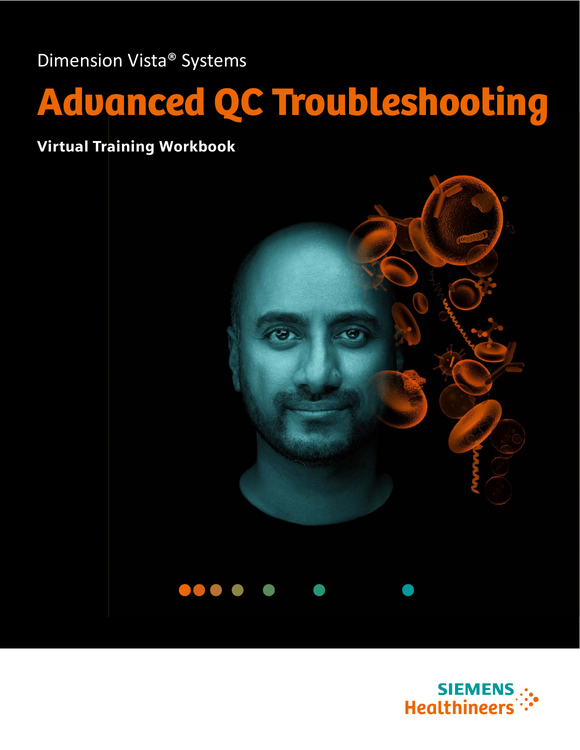Dimension Vista® Systems

# Advanced QC Troubleshooting

**Virtual Training Workbook**

SIEMENS Healthineers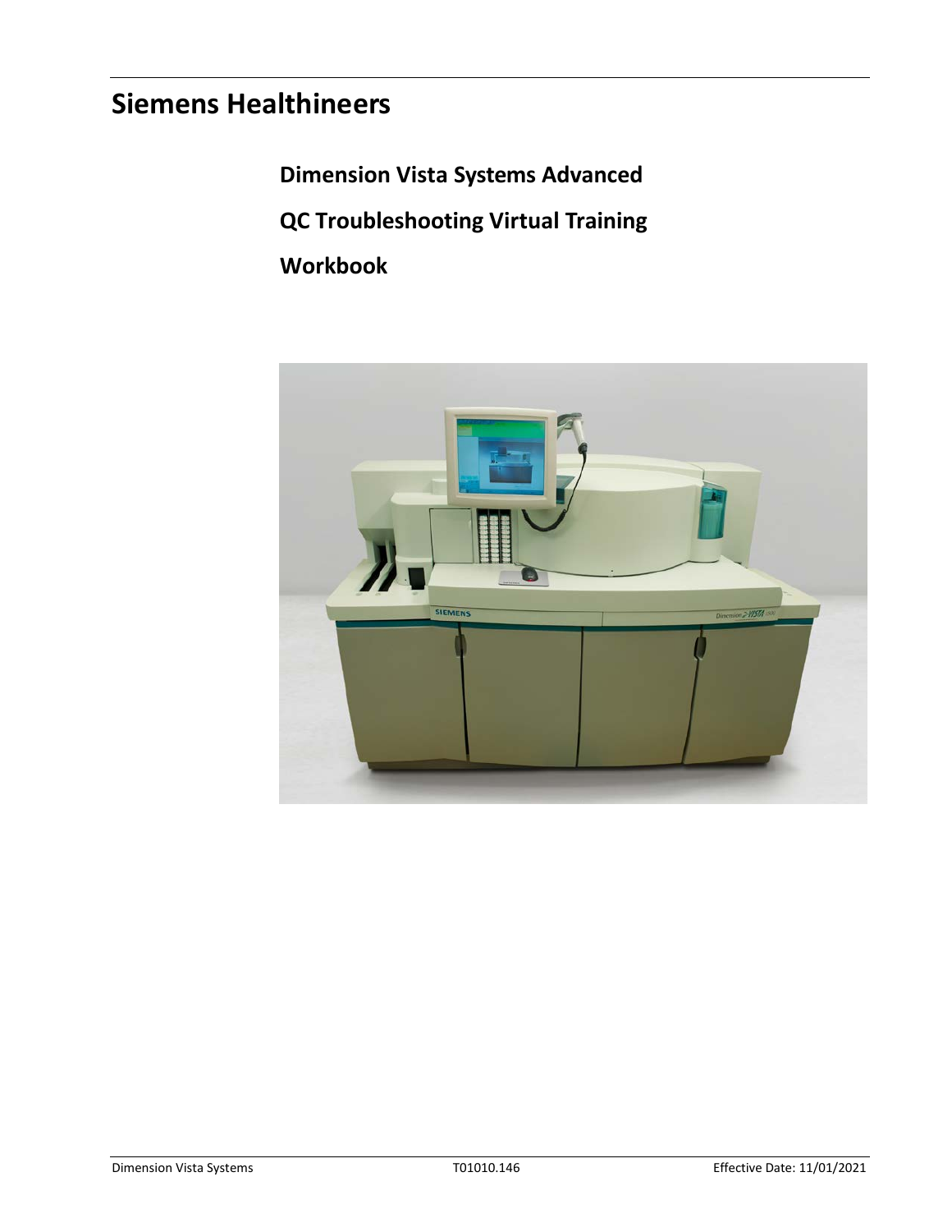# Siemens Healthineers

## Dimension Vista Systems Advanced

## QC Troubleshooting Virtual Training

## Workbook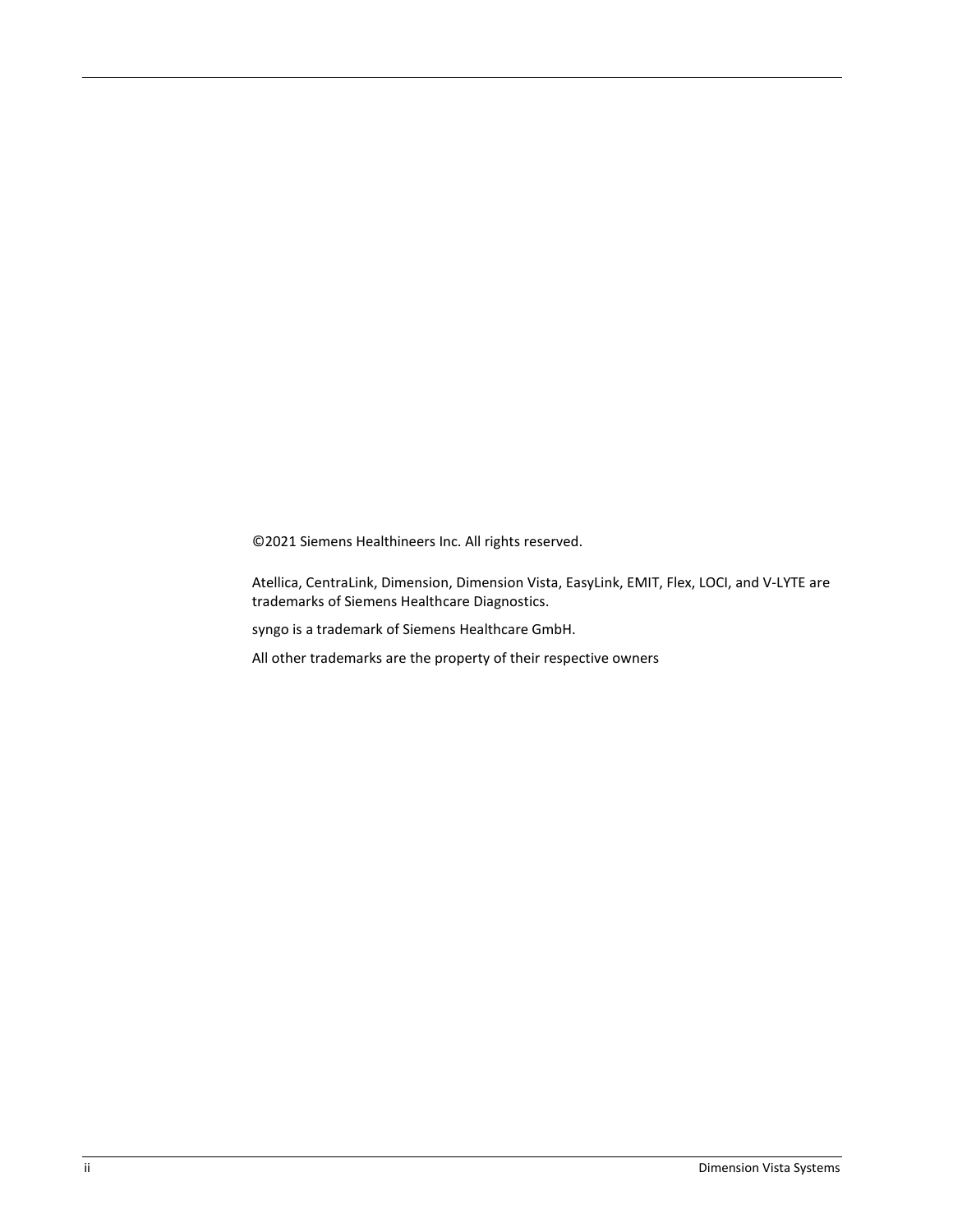©2021 Siemens Healthineers Inc. All rights reserved.

Atellica, CentraLink, Dimension, Dimension Vista, EasyLink, EMIT, Flex, LOCI, and V-LYTE are trademarks of Siemens Healthcare Diagnostics.

syngo is a trademark of Siemens Healthcare GmbH.

All other trademarks are the property of their respective owners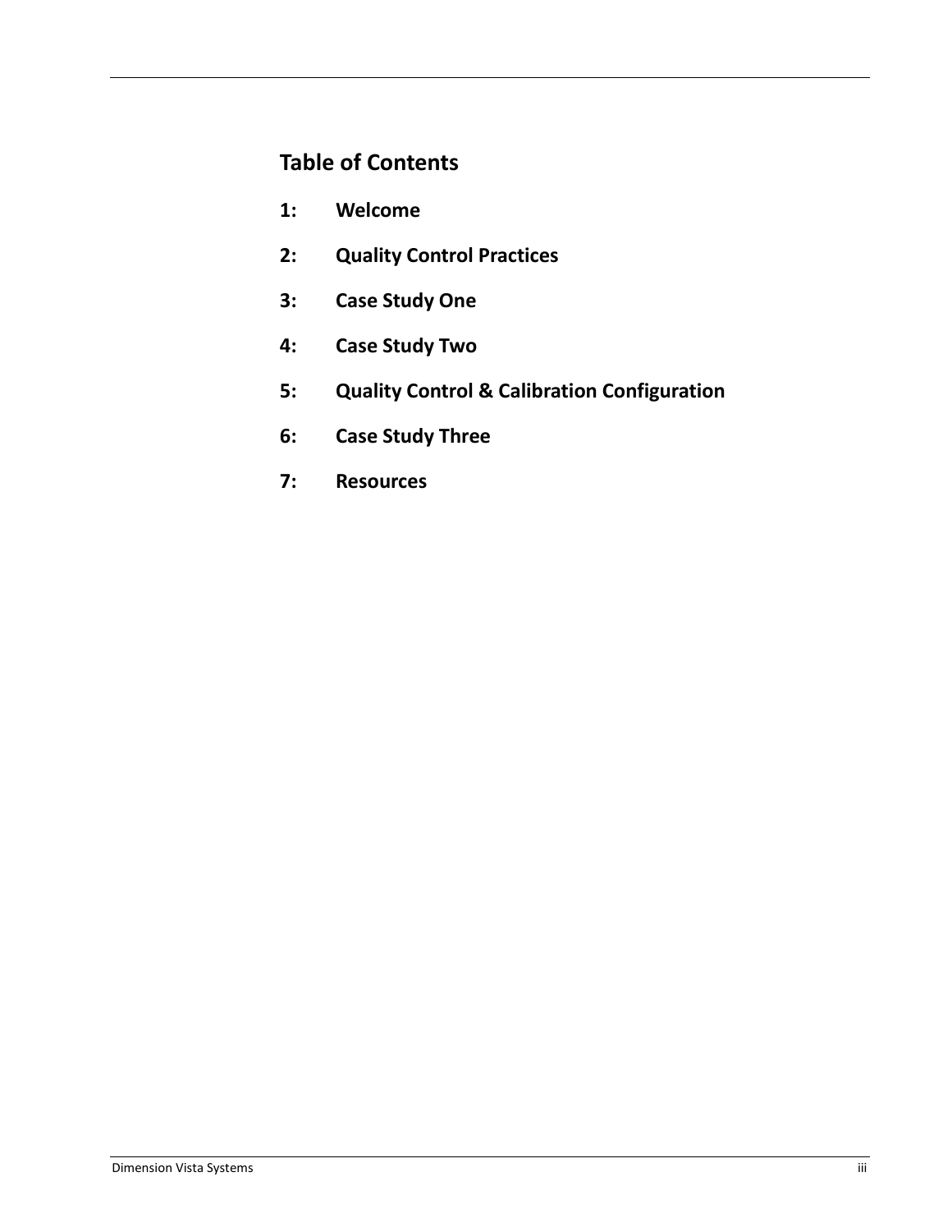## Table of Contents

**1: Welcome**

**2: Quality Control Practices**

**3: Case Study One**

**4: Case Study Two**

**5: Quality Control & Calibration Configuration**

**6: Case Study Three**

**7: Resources**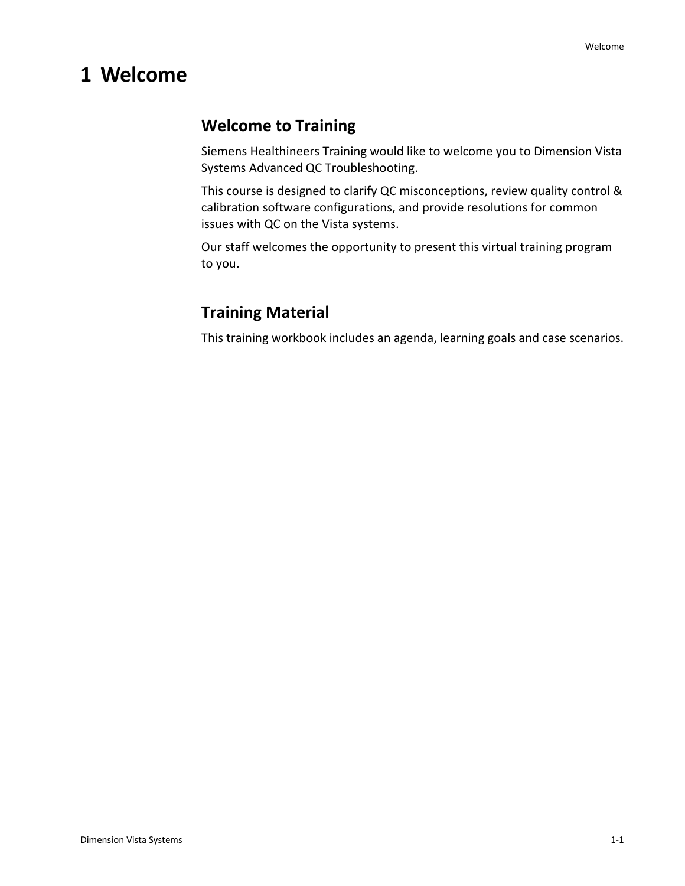# 1 Welcome

## Welcome to Training

Siemens Healthineers Training would like to welcome you to Dimension Vista Systems Advanced QC Troubleshooting.

This course is designed to clarify QC misconceptions, review quality control & calibration software configurations, and provide resolutions for common issues with QC on the Vista systems.

Our staff welcomes the opportunity to present this virtual training program to you.

## Training Material

This training workbook includes an agenda, learning goals and case scenarios.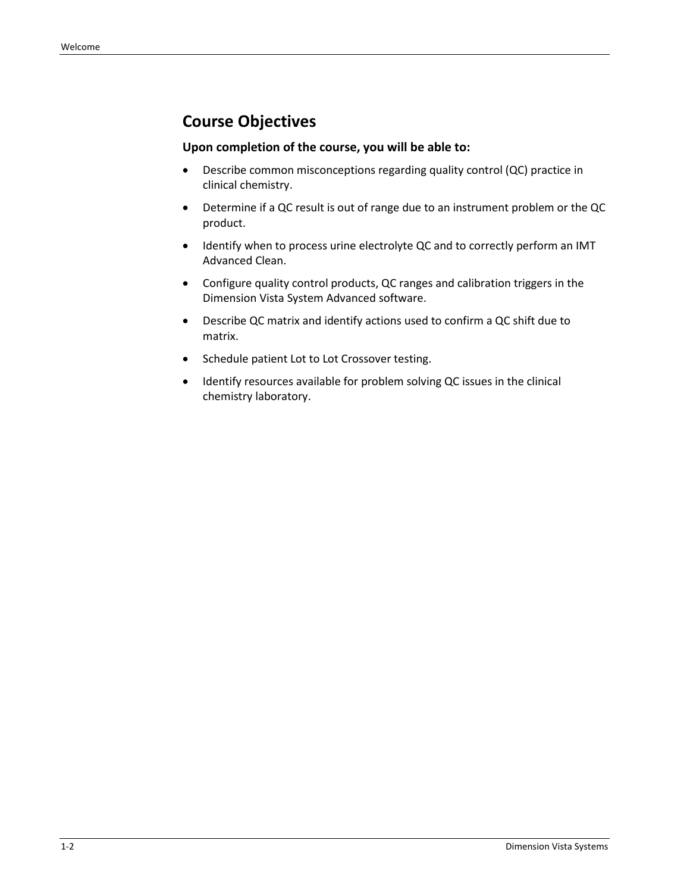## Course Objectives

**Upon completion of the course, you will be able to:**

- Describe common misconceptions regarding quality control (QC) practice in clinical chemistry.
- Determine if a QC result is out of range due to an instrument problem or the QC product.
- Identify when to process urine electrolyte QC and to correctly perform an IMT Advanced Clean.
- Configure quality control products, QC ranges and calibration triggers in the Dimension Vista System Advanced software.
- Describe QC matrix and identify actions used to confirm a QC shift due to matrix.
- Schedule patient Lot to Lot Crossover testing.
- Identify resources available for problem solving QC issues in the clinical chemistry laboratory.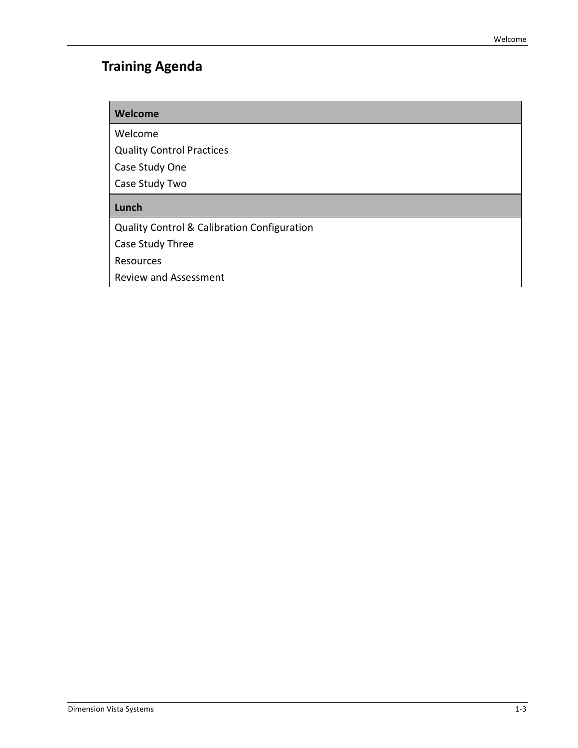## Training Agenda

| Welcome |
| --- |
| Welcome<br>Quality Control Practices<br>Case Study One<br>Case Study Two |
| **Lunch** |
| Quality Control & Calibration Configuration<br>Case Study Three<br>Resources<br>Review and Assessment |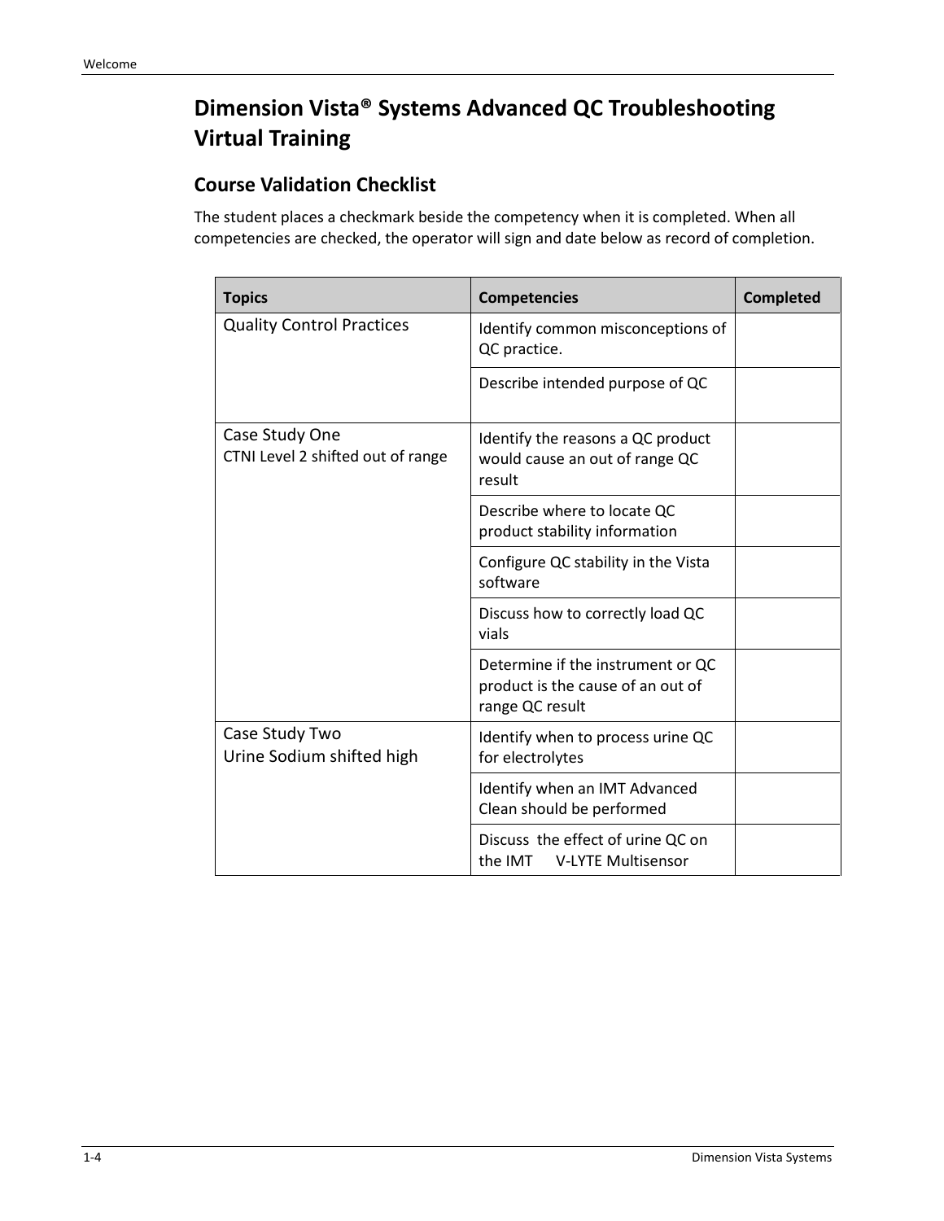# Dimension Vista® Systems Advanced QC Troubleshooting Virtual Training

## Course Validation Checklist

The student places a checkmark beside the competency when it is completed. When all competencies are checked, the operator will sign and date below as record of completion.

| Topics | Competencies | Completed |
|---|---|---|
| Quality Control Practices | Identify common misconceptions of QC practice. | |
| | Describe intended purpose of QC | |
| Case Study One<br>CTNI Level 2 shifted out of range | Identify the reasons a QC product would cause an out of range QC result | |
| | Describe where to locate QC product stability information | |
| | Configure QC stability in the Vista software | |
| | Discuss how to correctly load QC vials | |
| | Determine if the instrument or QC product is the cause of an out of range QC result | |
| Case Study Two<br>Urine Sodium shifted high | Identify when to process urine QC for electrolytes | |
| | Identify when an IMT Advanced Clean should be performed | |
| | Discuss the effect of urine QC on the IMT V-LYTE Multisensor | |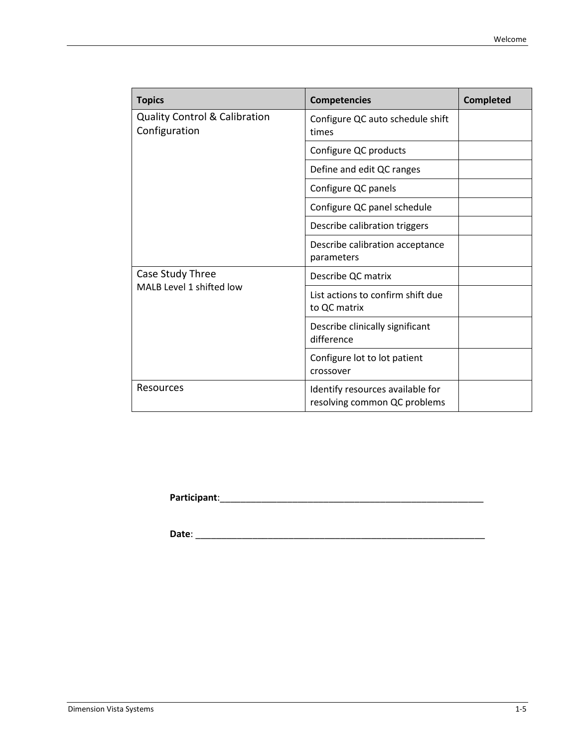| Topics | Competencies | Completed |
| --- | --- | --- |
| Quality Control & Calibration Configuration | Configure QC auto schedule shift times | |
| | Configure QC products | |
| | Define and edit QC ranges | |
| | Configure QC panels | |
| | Configure QC panel schedule | |
| | Describe calibration triggers | |
| | Describe calibration acceptance parameters | |
| Case Study Three<br>MALB Level 1 shifted low | Describe QC matrix | |
| | List actions to confirm shift due to QC matrix | |
| | Describe clinically significant difference | |
| | Configure lot to lot patient crossover | |
| Resources | Identify resources available for resolving common QC problems | |

**Participant**:_______________________________________________________

**Date**: ____________________________________________________________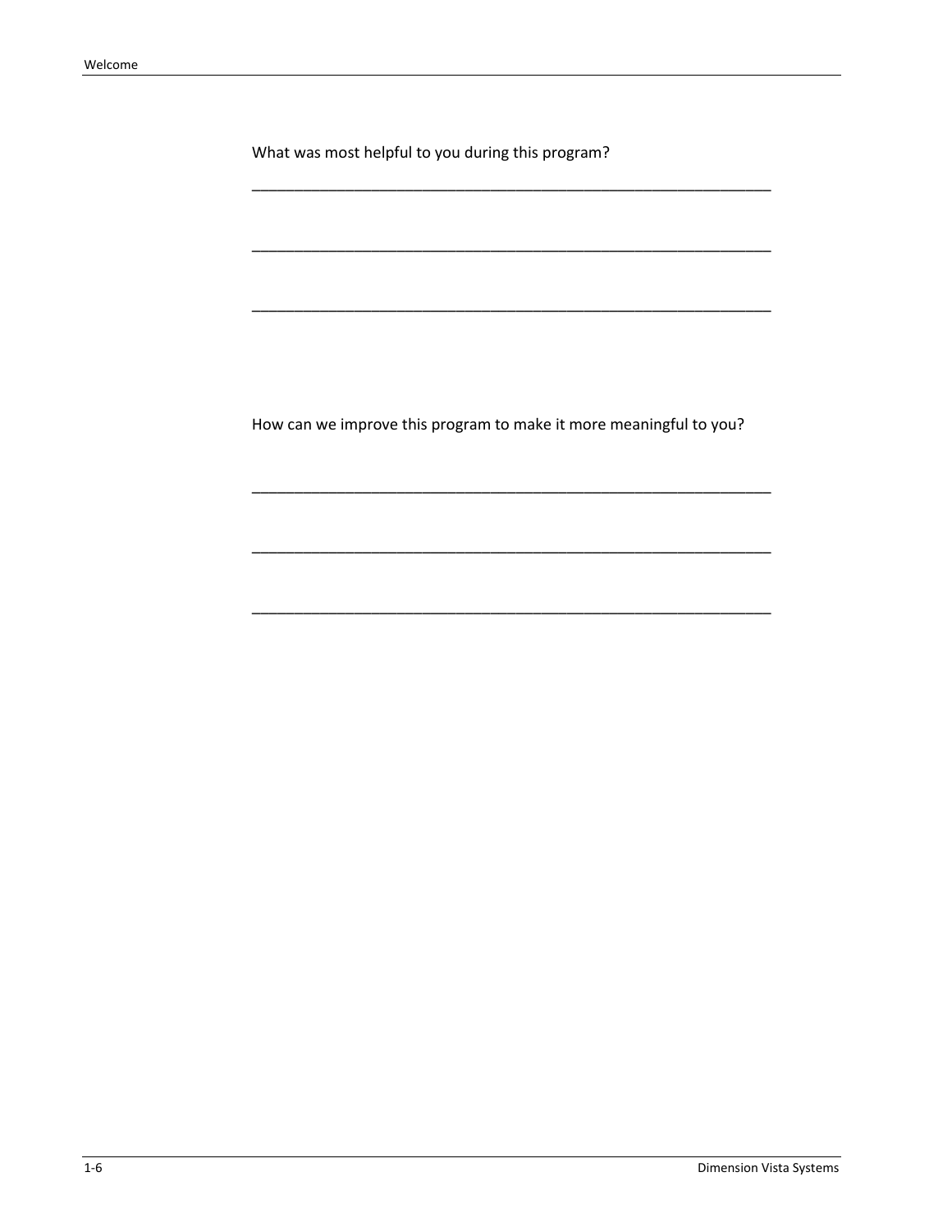What was most helpful to you during this program?

______________________________________________________________

______________________________________________________________

______________________________________________________________

How can we improve this program to make it more meaningful to you?

______________________________________________________________

______________________________________________________________

______________________________________________________________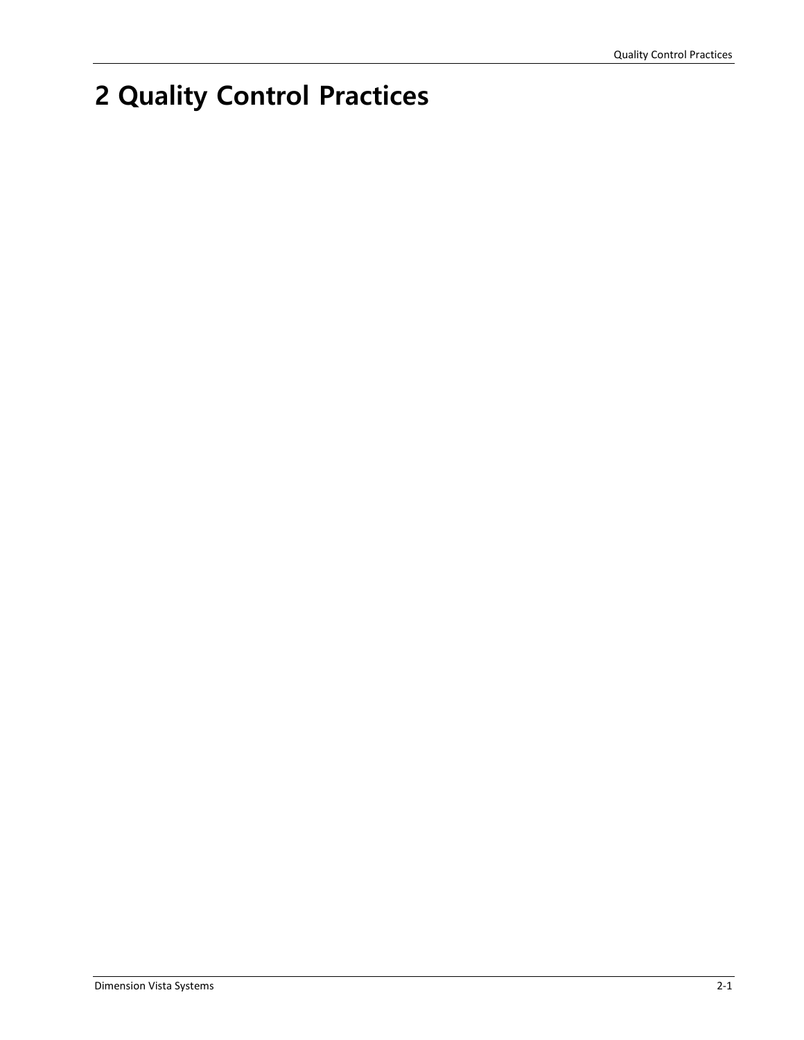# 2 Quality Control Practices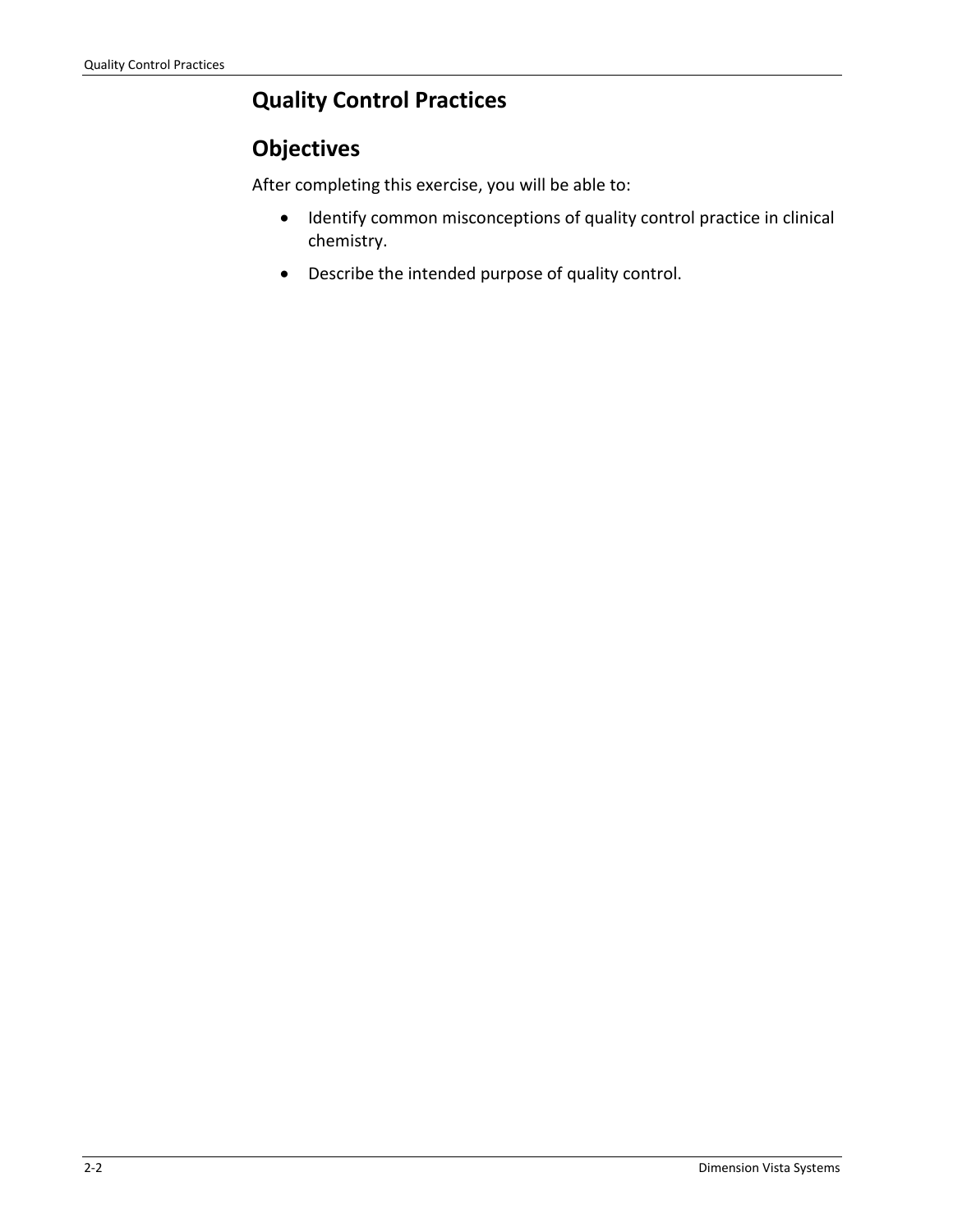# Quality Control Practices

## Objectives

After completing this exercise, you will be able to:

- Identify common misconceptions of quality control practice in clinical chemistry.
- Describe the intended purpose of quality control.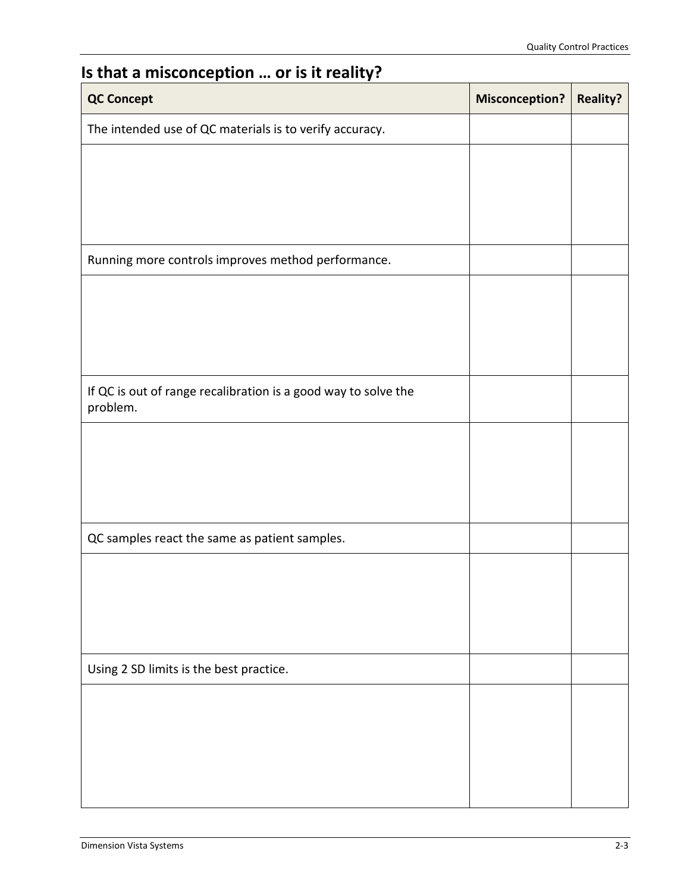## Is that a misconception … or is it reality?

| QC Concept | Misconception? | Reality? |
| --- | --- | --- |
| The intended use of QC materials is to verify accuracy. | | |
| | | |
| Running more controls improves method performance. | | |
| | | |
| If QC is out of range recalibration is a good way to solve the problem. | | |
| | | |
| QC samples react the same as patient samples. | | |
| | | |
| Using 2 SD limits is the best practice. | | |
| | | |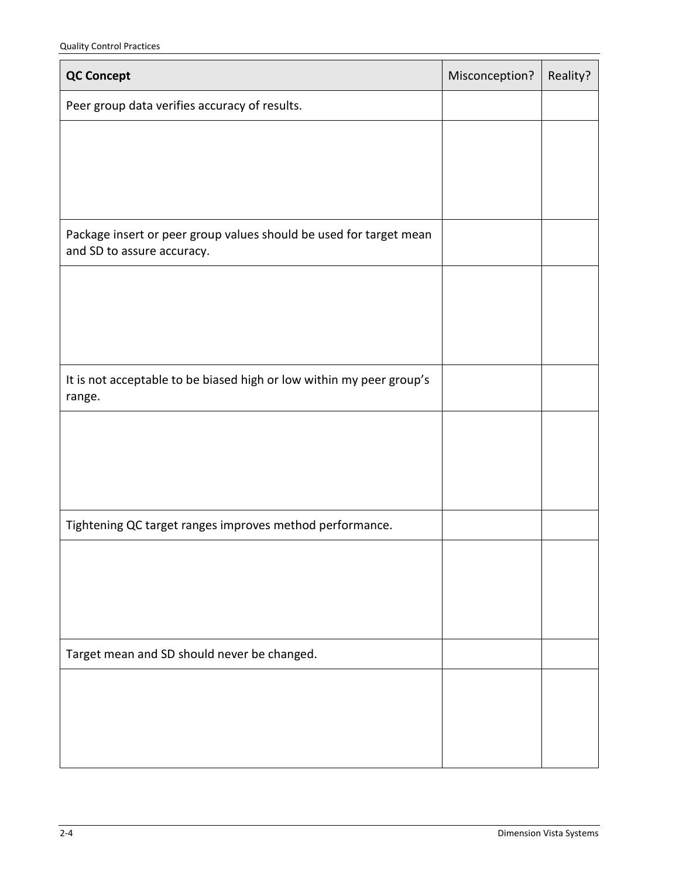| QC Concept | Misconception? | Reality? |
| --- | --- | --- |
| Peer group data verifies accuracy of results. | | |
| | | |
| Package insert or peer group values should be used for target mean and SD to assure accuracy. | | |
| | | |
| It is not acceptable to be biased high or low within my peer group's range. | | |
| | | |
| Tightening QC target ranges improves method performance. | | |
| | | |
| Target mean and SD should never be changed. | | |
| | | |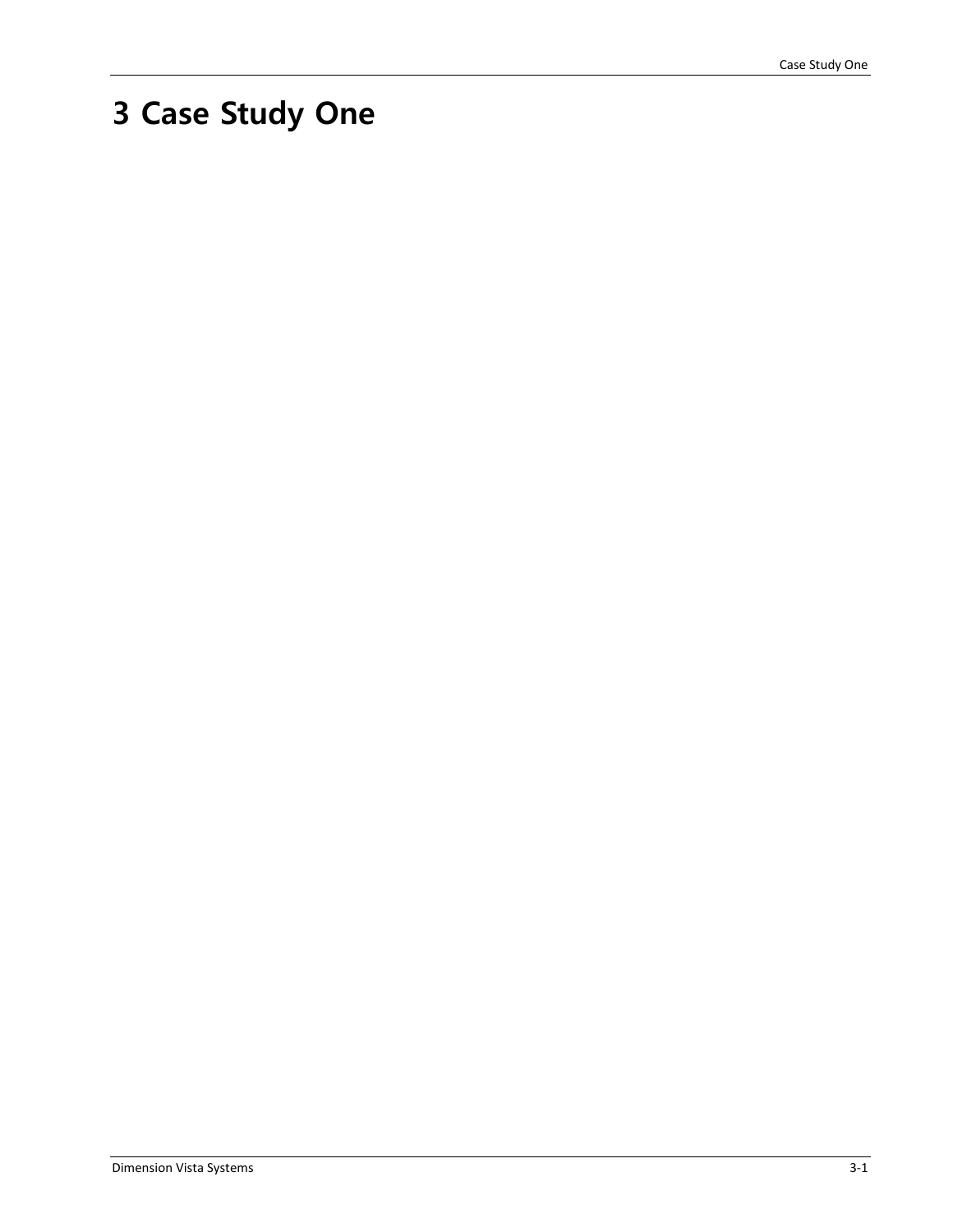# 3 Case Study One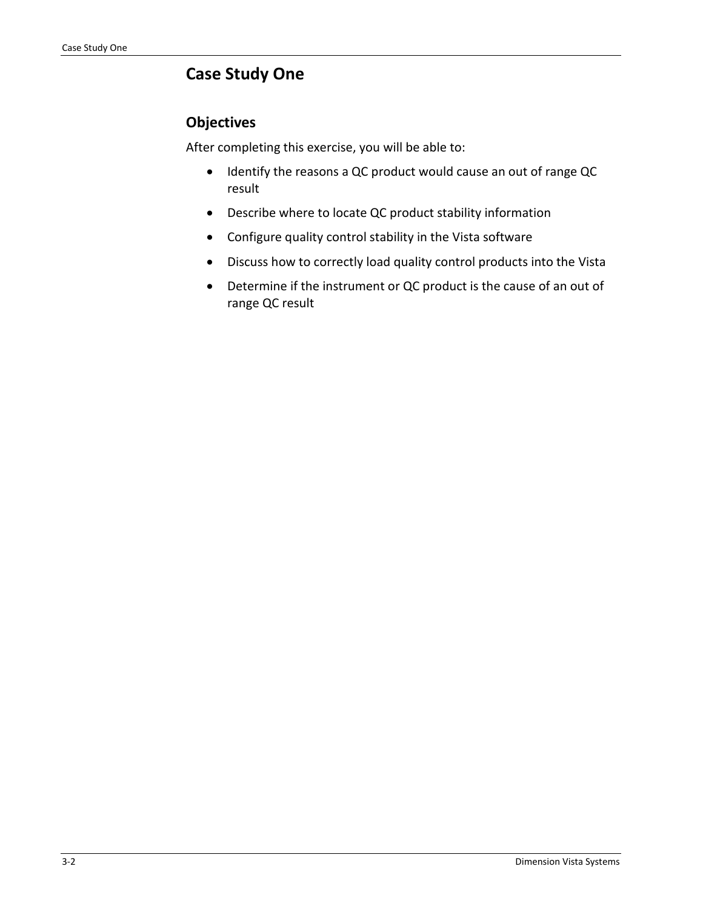# Case Study One

## Objectives

After completing this exercise, you will be able to:

- Identify the reasons a QC product would cause an out of range QC result
- Describe where to locate QC product stability information
- Configure quality control stability in the Vista software
- Discuss how to correctly load quality control products into the Vista
- Determine if the instrument or QC product is the cause of an out of range QC result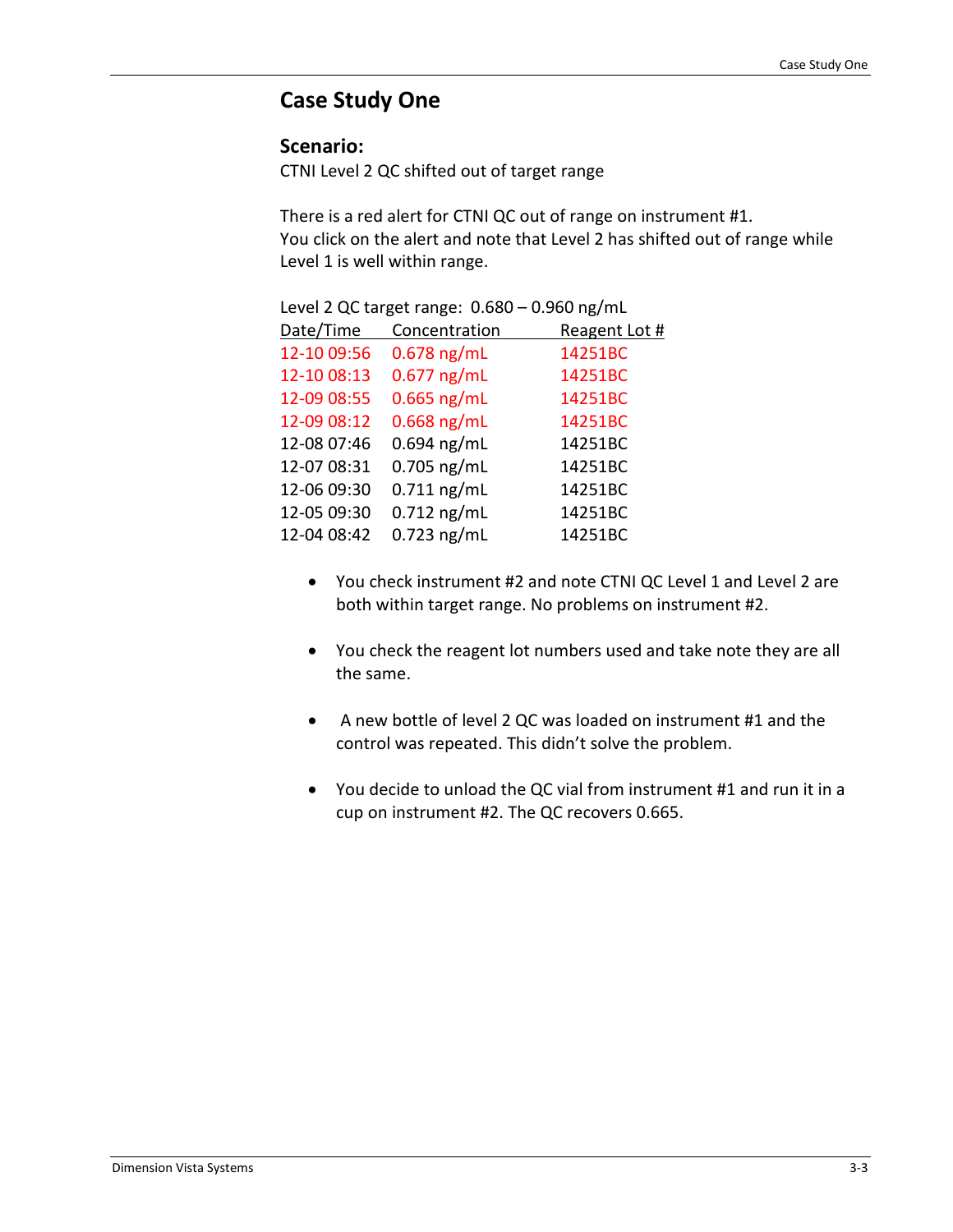# Case Study One

## Scenario:

CTNI Level 2 QC shifted out of target range

There is a red alert for CTNI QC out of range on instrument #1.
You click on the alert and note that Level 2 has shifted out of range while Level 1 is well within range.

Level 2 QC target range: 0.680 – 0.960 ng/mL

| Date/Time | Concentration | Reagent Lot # |
|---|---|---|
| 12-10 09:56 | 0.678 ng/mL | 14251BC |
| 12-10 08:13 | 0.677 ng/mL | 14251BC |
| 12-09 08:55 | 0.665 ng/mL | 14251BC |
| 12-09 08:12 | 0.668 ng/mL | 14251BC |
| 12-08 07:46 | 0.694 ng/mL | 14251BC |
| 12-07 08:31 | 0.705 ng/mL | 14251BC |
| 12-06 09:30 | 0.711 ng/mL | 14251BC |
| 12-05 09:30 | 0.712 ng/mL | 14251BC |
| 12-04 08:42 | 0.723 ng/mL | 14251BC |

- You check instrument #2 and note CTNI QC Level 1 and Level 2 are both within target range. No problems on instrument #2.
- You check the reagent lot numbers used and take note they are all the same.
- A new bottle of level 2 QC was loaded on instrument #1 and the control was repeated. This didn't solve the problem.
- You decide to unload the QC vial from instrument #1 and run it in a cup on instrument #2. The QC recovers 0.665.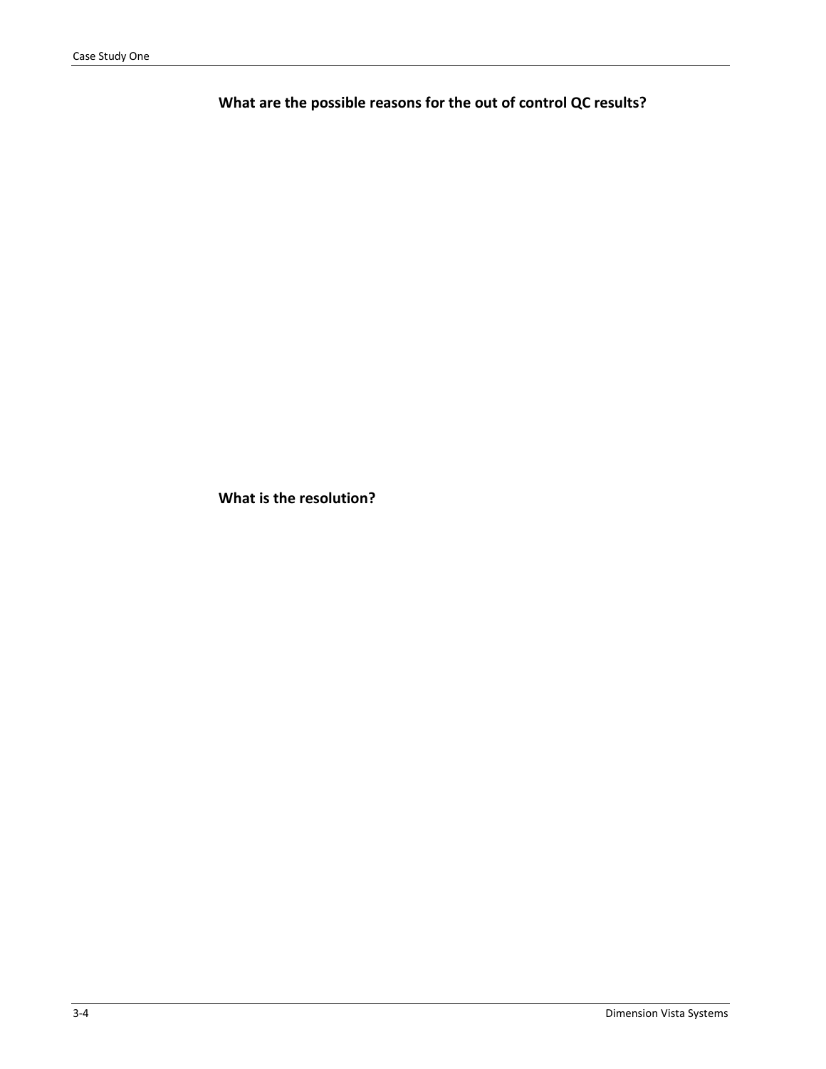**What are the possible reasons for the out of control QC results?**

**What is the resolution?**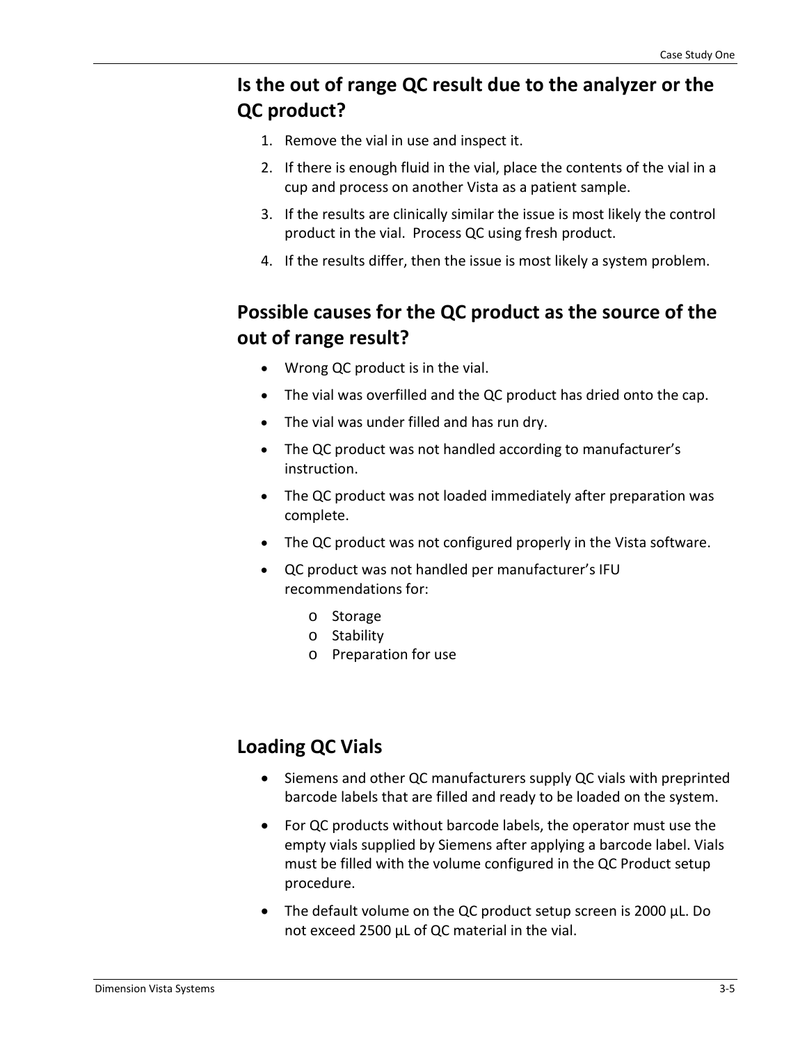## Is the out of range QC result due to the analyzer or the QC product?

1. Remove the vial in use and inspect it.
2. If there is enough fluid in the vial, place the contents of the vial in a cup and process on another Vista as a patient sample.
3. If the results are clinically similar the issue is most likely the control product in the vial. Process QC using fresh product.
4. If the results differ, then the issue is most likely a system problem.

## Possible causes for the QC product as the source of the out of range result?

- Wrong QC product is in the vial.
- The vial was overfilled and the QC product has dried onto the cap.
- The vial was under filled and has run dry.
- The QC product was not handled according to manufacturer's instruction.
- The QC product was not loaded immediately after preparation was complete.
- The QC product was not configured properly in the Vista software.
- QC product was not handled per manufacturer's IFU recommendations for:
  - Storage
  - Stability
  - Preparation for use

## Loading QC Vials

- Siemens and other QC manufacturers supply QC vials with preprinted barcode labels that are filled and ready to be loaded on the system.
- For QC products without barcode labels, the operator must use the empty vials supplied by Siemens after applying a barcode label. Vials must be filled with the volume configured in the QC Product setup procedure.
- The default volume on the QC product setup screen is 2000 µL. Do not exceed 2500 µL of QC material in the vial.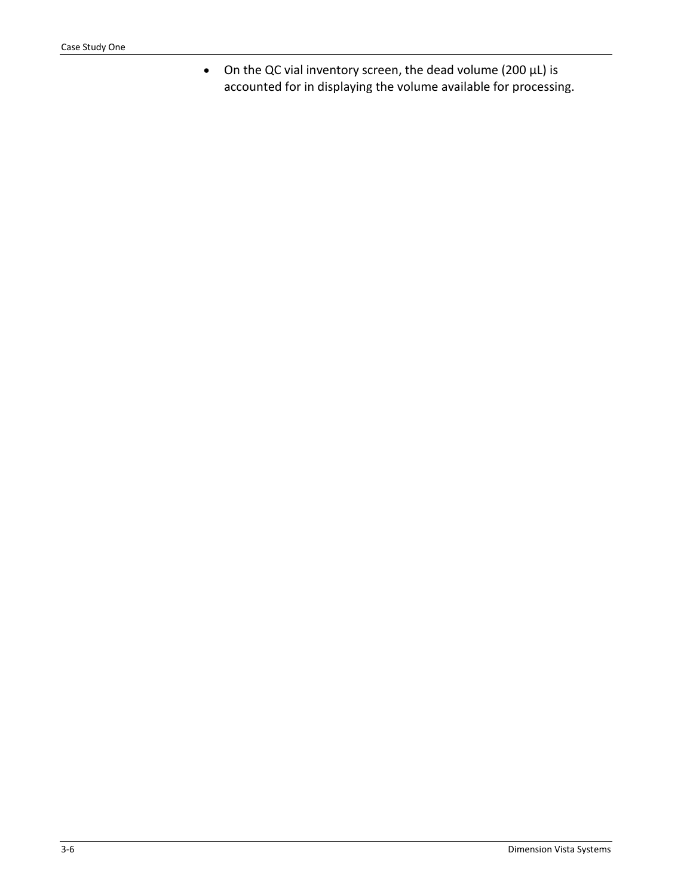- On the QC vial inventory screen, the dead volume (200 µL) is accounted for in displaying the volume available for processing.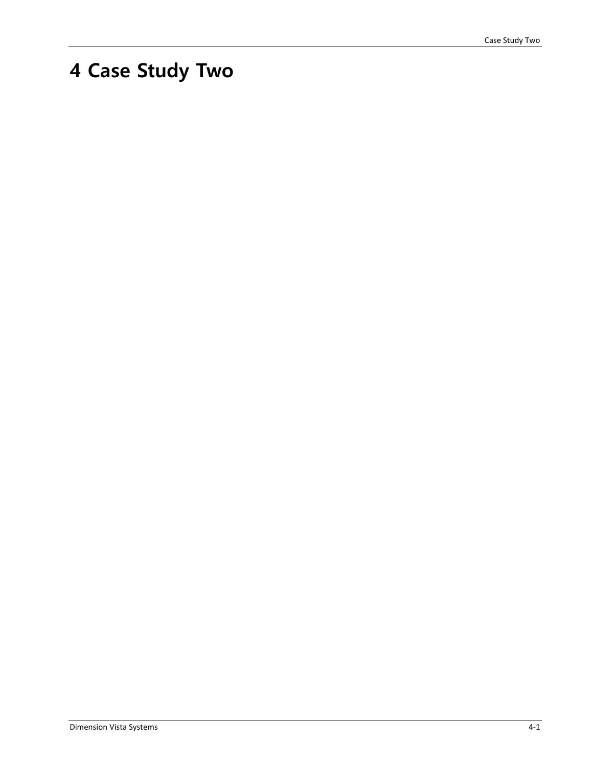# 4 Case Study Two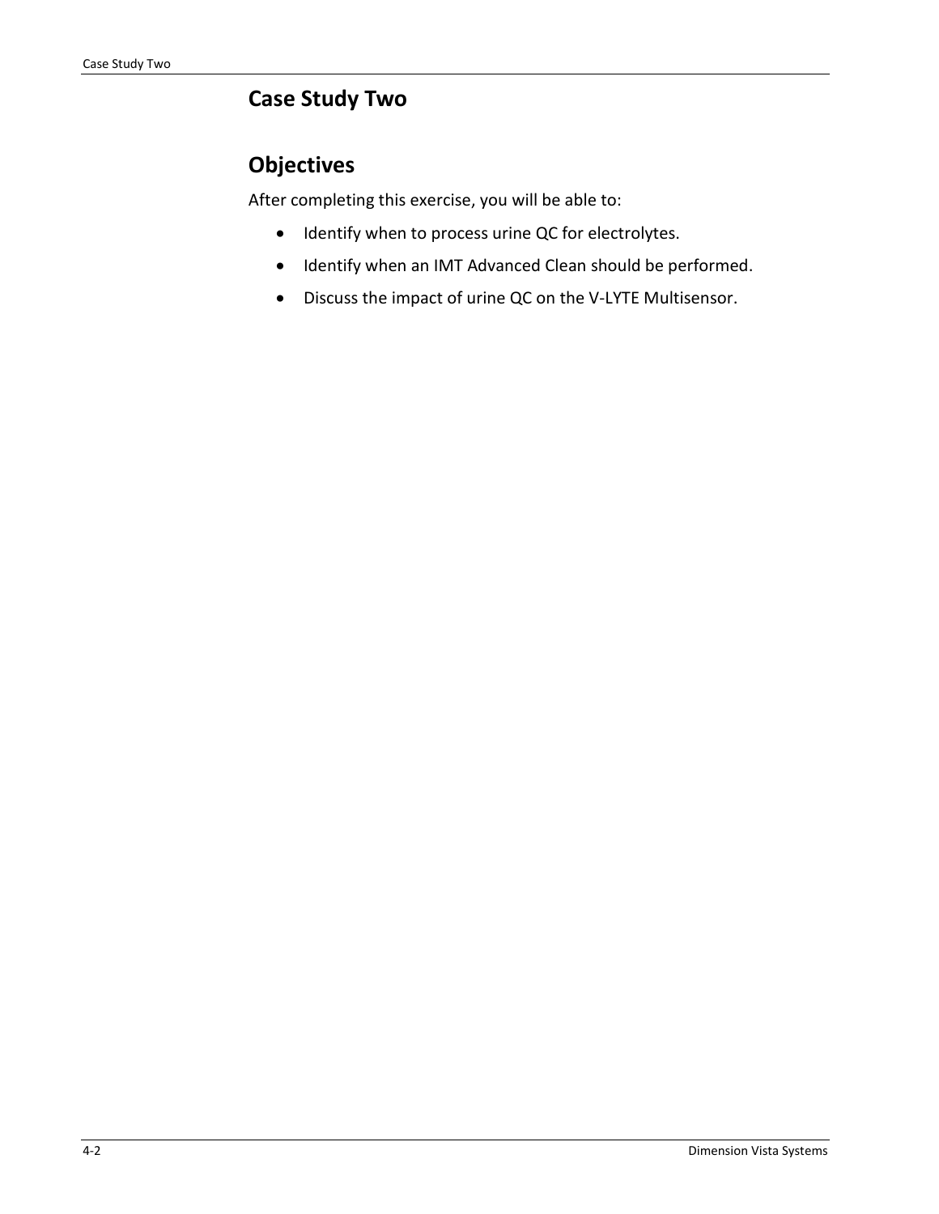# Case Study Two

## Objectives

After completing this exercise, you will be able to:

- Identify when to process urine QC for electrolytes.
- Identify when an IMT Advanced Clean should be performed.
- Discuss the impact of urine QC on the V-LYTE Multisensor.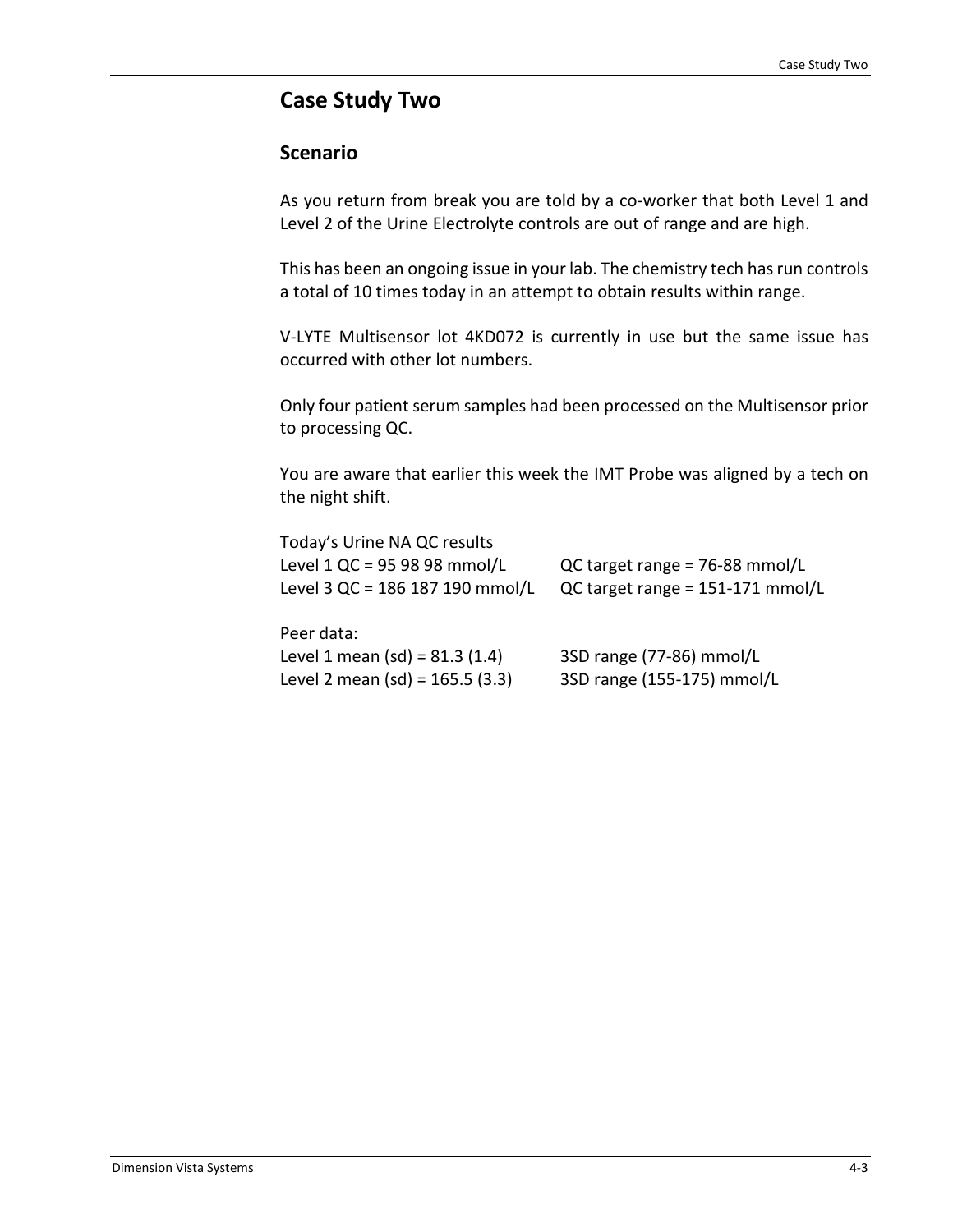# Case Study Two

## Scenario

As you return from break you are told by a co-worker that both Level 1 and Level 2 of the Urine Electrolyte controls are out of range and are high.

This has been an ongoing issue in your lab. The chemistry tech has run controls a total of 10 times today in an attempt to obtain results within range.

V-LYTE Multisensor lot 4KD072 is currently in use but the same issue has occurred with other lot numbers.

Only four patient serum samples had been processed on the Multisensor prior to processing QC.

You are aware that earlier this week the IMT Probe was aligned by a tech on the night shift.

Today's Urine NA QC results

| | |
|---|---|
| Level 1 QC = 95 98 98 mmol/L | QC target range = 76-88 mmol/L |
| Level 3 QC = 186 187 190 mmol/L | QC target range = 151-171 mmol/L |

Peer data:

| | |
|---|---|
| Level 1 mean (sd) = 81.3 (1.4) | 3SD range (77-86) mmol/L |
| Level 2 mean (sd) = 165.5 (3.3) | 3SD range (155-175) mmol/L |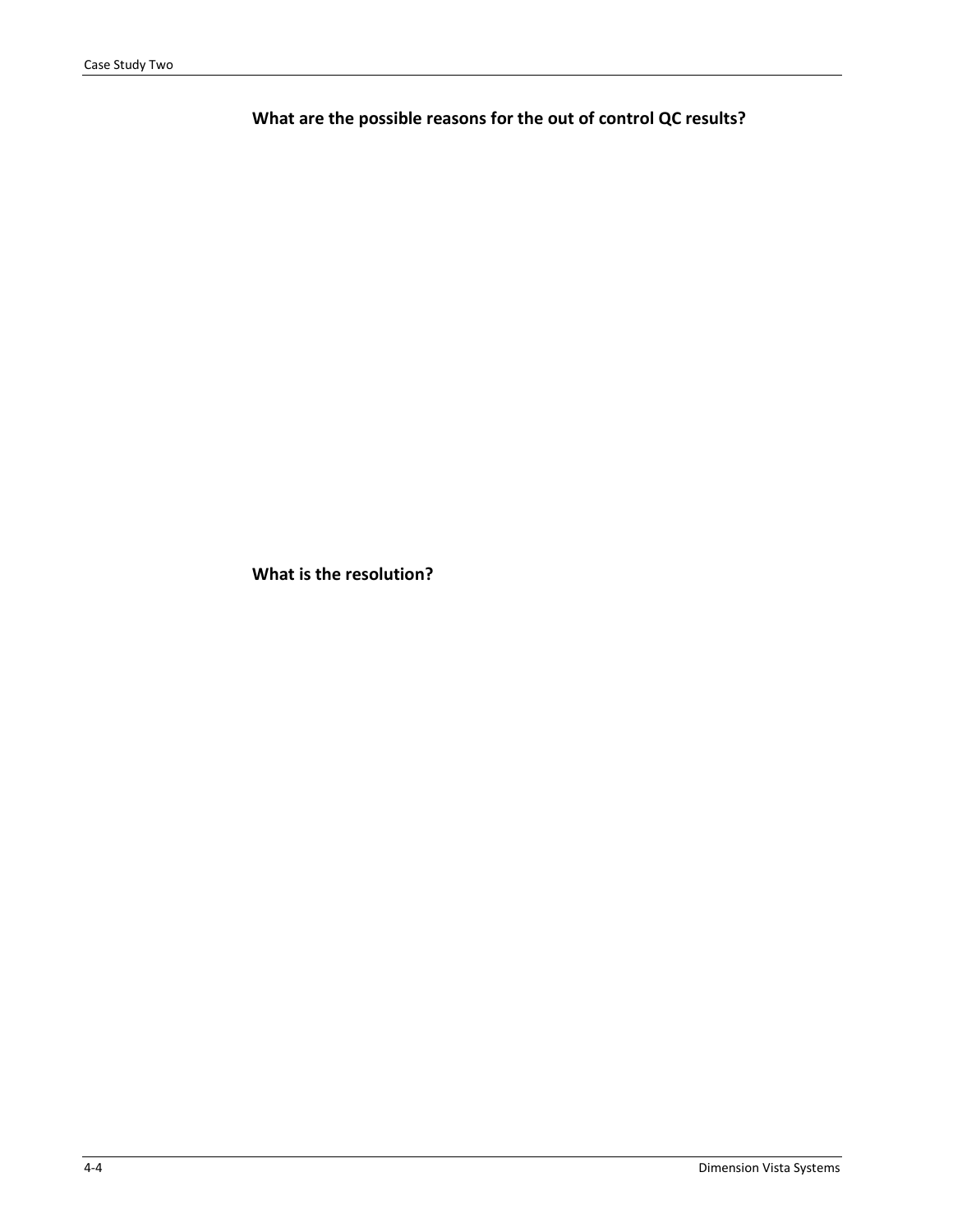**What are the possible reasons for the out of control QC results?**

**What is the resolution?**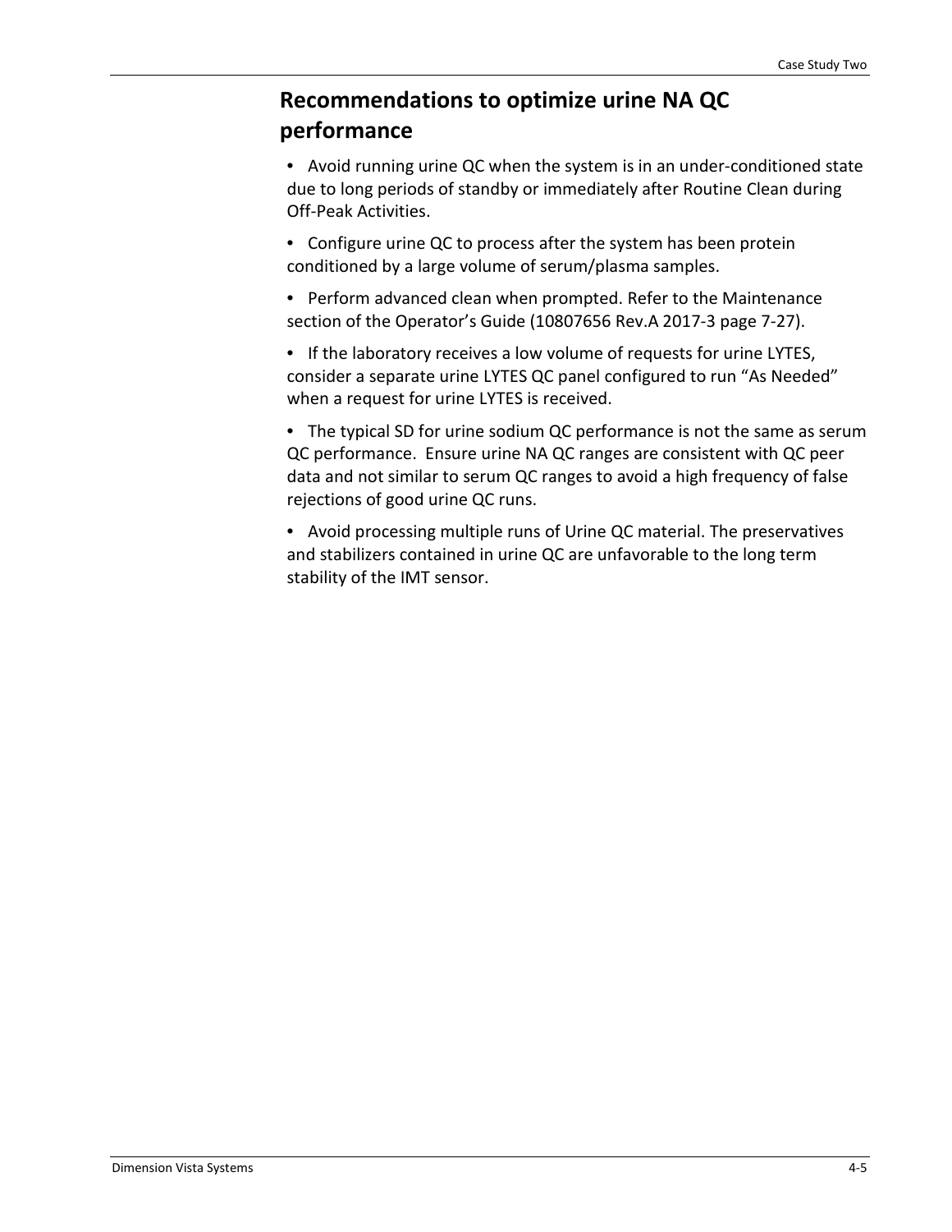## Recommendations to optimize urine NA QC performance

- Avoid running urine QC when the system is in an under-conditioned state due to long periods of standby or immediately after Routine Clean during Off-Peak Activities.
- Configure urine QC to process after the system has been protein conditioned by a large volume of serum/plasma samples.
- Perform advanced clean when prompted. Refer to the Maintenance section of the Operator's Guide (10807656 Rev.A 2017-3 page 7-27).
- If the laboratory receives a low volume of requests for urine LYTES, consider a separate urine LYTES QC panel configured to run "As Needed" when a request for urine LYTES is received.
- The typical SD for urine sodium QC performance is not the same as serum QC performance. Ensure urine NA QC ranges are consistent with QC peer data and not similar to serum QC ranges to avoid a high frequency of false rejections of good urine QC runs.
- Avoid processing multiple runs of Urine QC material. The preservatives and stabilizers contained in urine QC are unfavorable to the long term stability of the IMT sensor.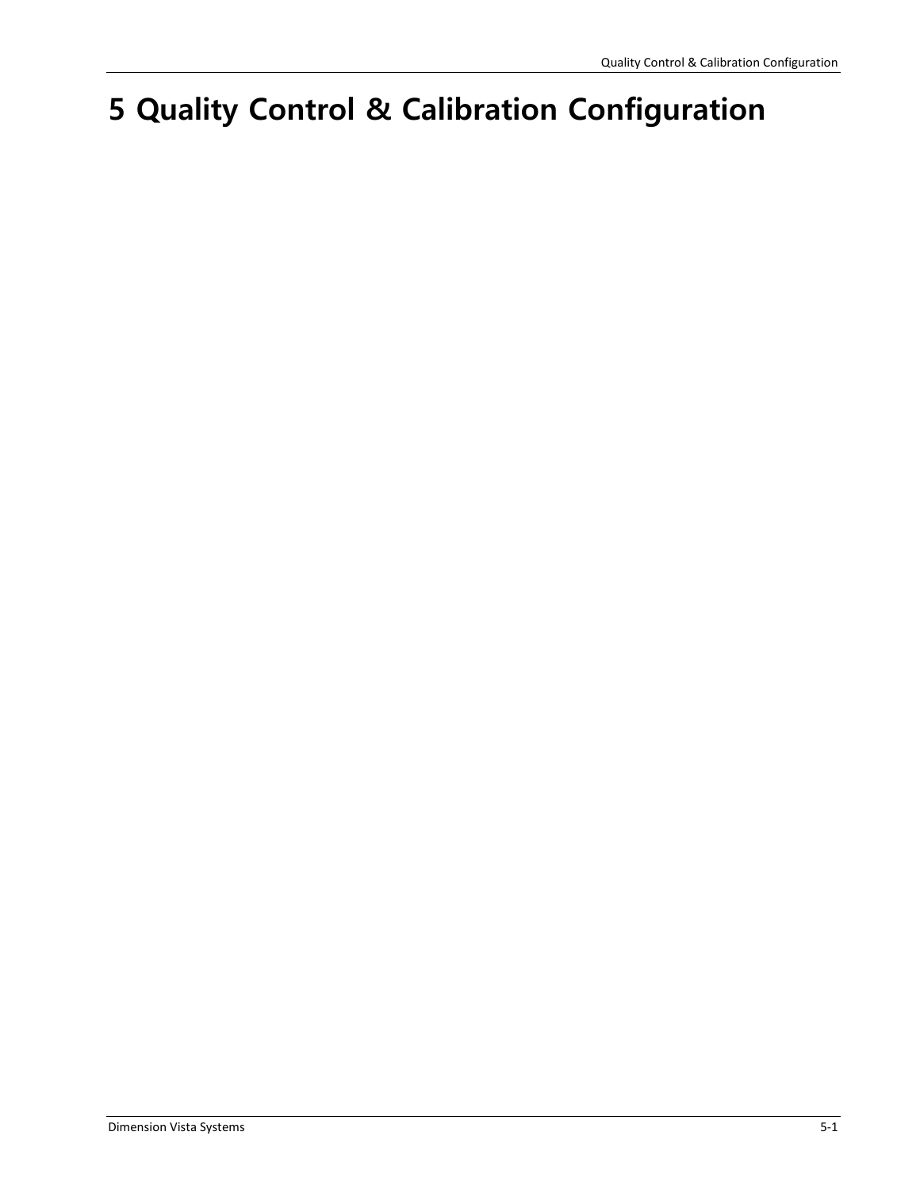# 5 Quality Control & Calibration Configuration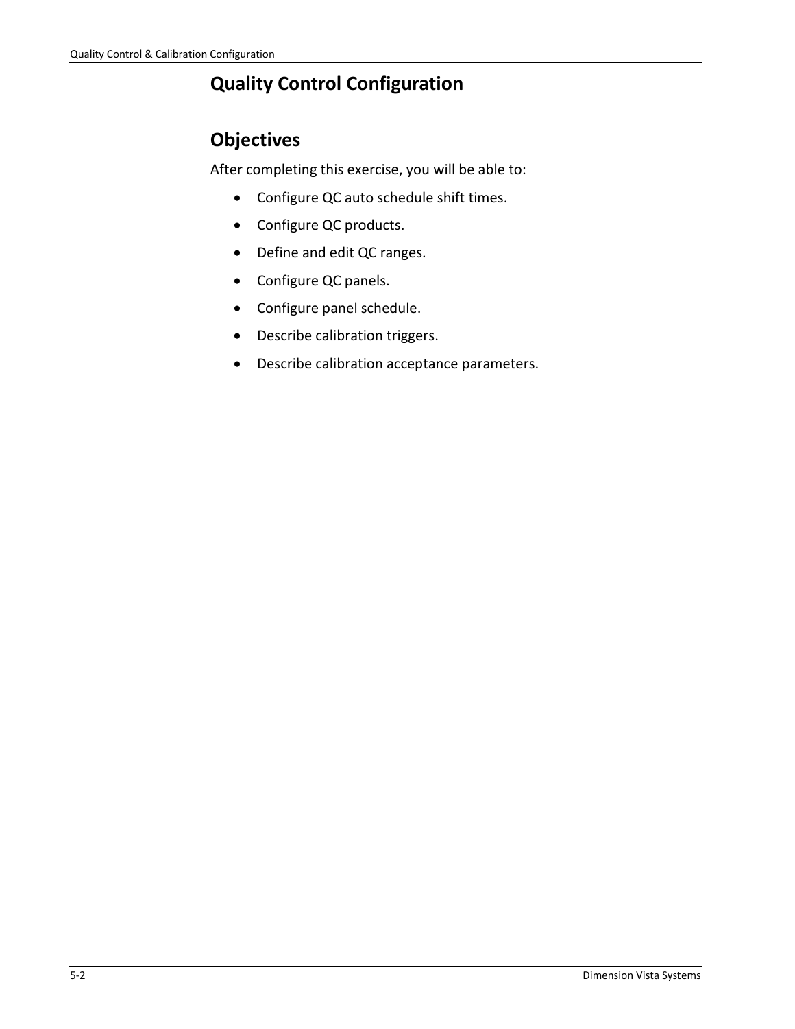# Quality Control Configuration

## Objectives

After completing this exercise, you will be able to:

- Configure QC auto schedule shift times.
- Configure QC products.
- Define and edit QC ranges.
- Configure QC panels.
- Configure panel schedule.
- Describe calibration triggers.
- Describe calibration acceptance parameters.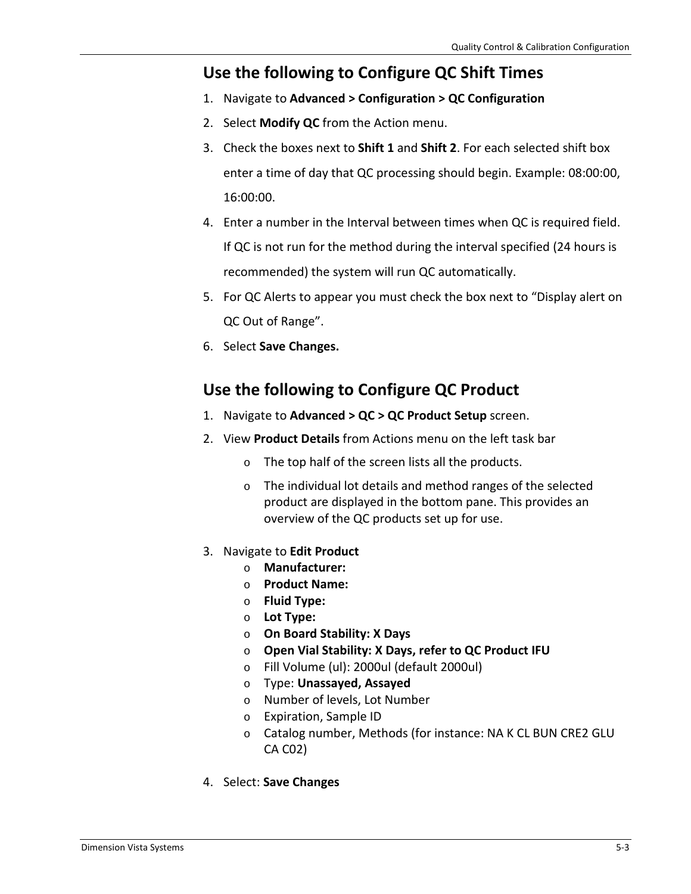## Use the following to Configure QC Shift Times

1. Navigate to **Advanced > Configuration > QC Configuration**
2. Select **Modify QC** from the Action menu.
3. Check the boxes next to **Shift 1** and **Shift 2**. For each selected shift box enter a time of day that QC processing should begin. Example: 08:00:00, 16:00:00.
4. Enter a number in the Interval between times when QC is required field. If QC is not run for the method during the interval specified (24 hours is recommended) the system will run QC automatically.
5. For QC Alerts to appear you must check the box next to "Display alert on QC Out of Range".
6. Select **Save Changes.**

## Use the following to Configure QC Product

1. Navigate to **Advanced > QC > QC Product Setup** screen.
2. View **Product Details** from Actions menu on the left task bar
    - The top half of the screen lists all the products.
    - The individual lot details and method ranges of the selected product are displayed in the bottom pane. This provides an overview of the QC products set up for use.
3. Navigate to **Edit Product**
    - **Manufacturer:**
    - **Product Name:**
    - **Fluid Type:**
    - **Lot Type:**
    - **On Board Stability: X Days**
    - **Open Vial Stability: X Days, refer to QC Product IFU**
    - Fill Volume (ul): 2000ul (default 2000ul)
    - Type: **Unassayed, Assayed**
    - Number of levels, Lot Number
    - Expiration, Sample ID
    - Catalog number, Methods (for instance: NA K CL BUN CRE2 GLU CA C02)
4. Select: **Save Changes**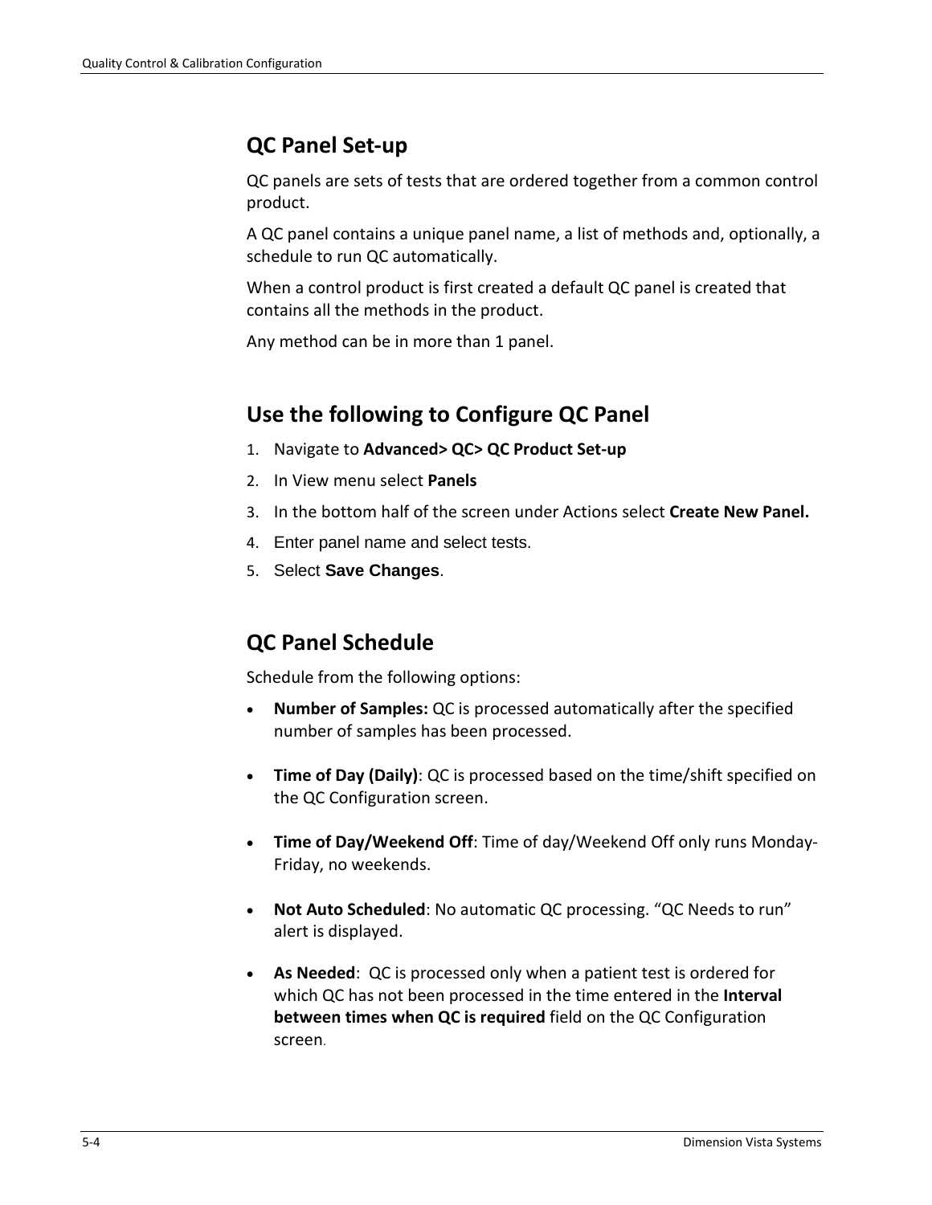## QC Panel Set-up

QC panels are sets of tests that are ordered together from a common control product.

A QC panel contains a unique panel name, a list of methods and, optionally, a schedule to run QC automatically.

When a control product is first created a default QC panel is created that contains all the methods in the product.

Any method can be in more than 1 panel.

## Use the following to Configure QC Panel

1. Navigate to **Advanced> QC> QC Product Set-up**
2. In View menu select **Panels**
3. In the bottom half of the screen under Actions select **Create New Panel.**
4. Enter panel name and select tests.
5. Select **Save Changes**.

## QC Panel Schedule

Schedule from the following options:

- **Number of Samples:** QC is processed automatically after the specified number of samples has been processed.

- **Time of Day (Daily)**: QC is processed based on the time/shift specified on the QC Configuration screen.

- **Time of Day/Weekend Off**: Time of day/Weekend Off only runs Monday-Friday, no weekends.

- **Not Auto Scheduled**: No automatic QC processing. “QC Needs to run” alert is displayed.

- **As Needed**: QC is processed only when a patient test is ordered for which QC has not been processed in the time entered in the **Interval between times when QC is required** field on the QC Configuration screen.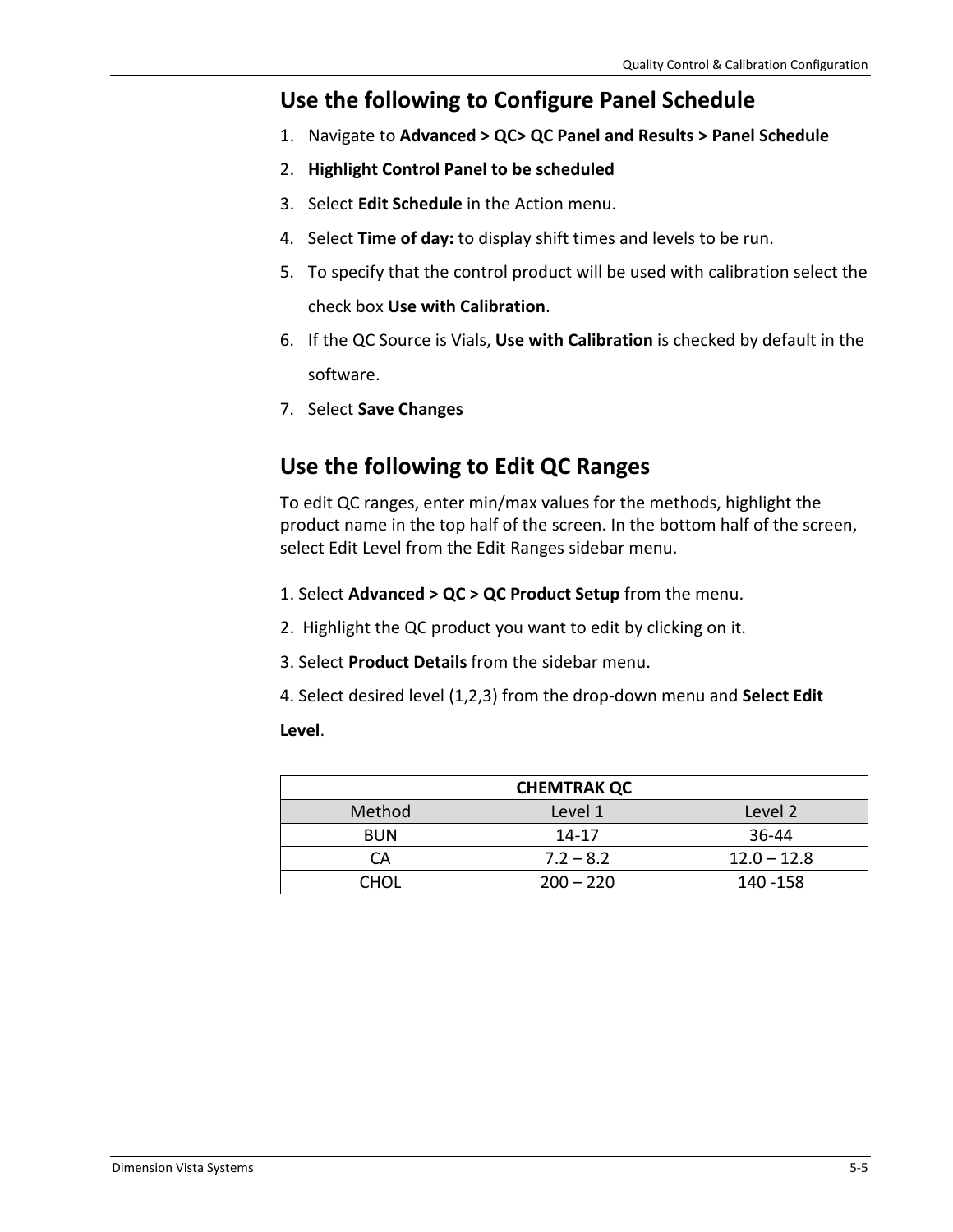## Use the following to Configure Panel Schedule

1. Navigate to **Advanced > QC> QC Panel and Results > Panel Schedule**
2. **Highlight Control Panel to be scheduled**
3. Select **Edit Schedule** in the Action menu.
4. Select **Time of day:** to display shift times and levels to be run.
5. To specify that the control product will be used with calibration select the check box **Use with Calibration**.
6. If the QC Source is Vials, **Use with Calibration** is checked by default in the software.
7. Select **Save Changes**

## Use the following to Edit QC Ranges

To edit QC ranges, enter min/max values for the methods, highlight the product name in the top half of the screen. In the bottom half of the screen, select Edit Level from the Edit Ranges sidebar menu.

1. Select **Advanced > QC > QC Product Setup** from the menu.

2. Highlight the QC product you want to edit by clicking on it.

3. Select **Product Details** from the sidebar menu.

4. Select desired level (1,2,3) from the drop-down menu and **Select Edit Level**.

| **CHEMTRAK QC** | | |
|---|---|---|
| Method | Level 1 | Level 2 |
| BUN | 14-17 | 36-44 |
| CA | 7.2 – 8.2 | 12.0 – 12.8 |
| CHOL | 200 – 220 | 140 -158 |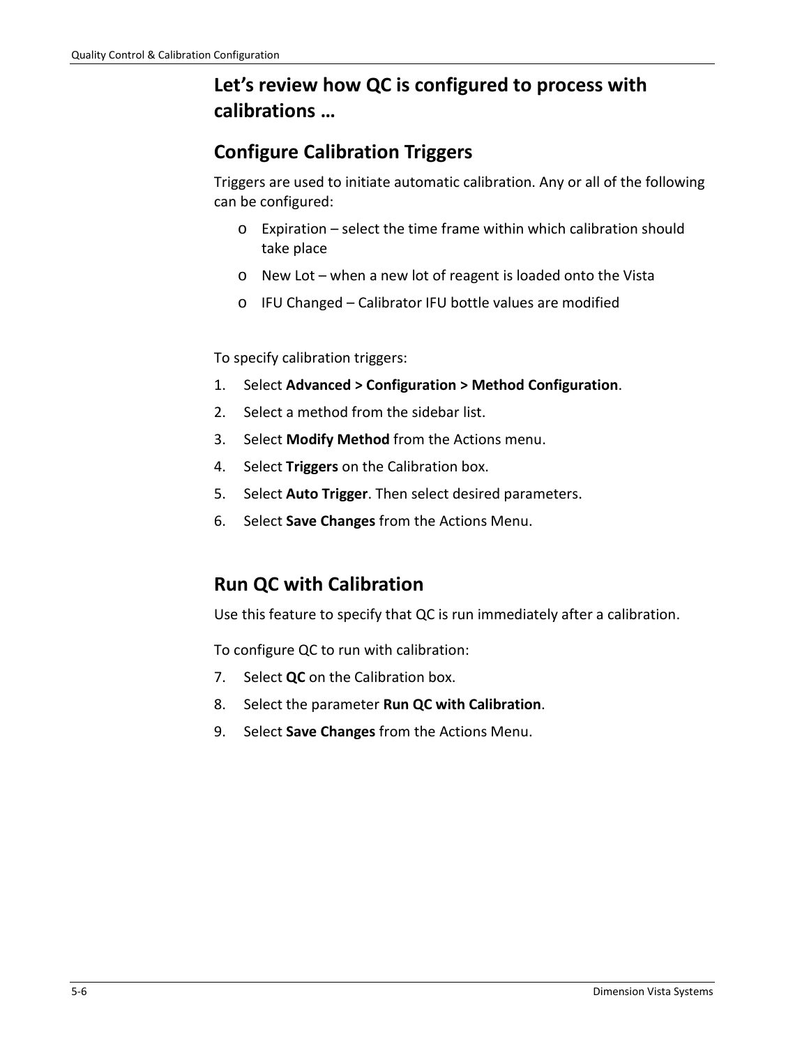## Let's review how QC is configured to process with calibrations …

### Configure Calibration Triggers

Triggers are used to initiate automatic calibration. Any or all of the following can be configured:

- Expiration – select the time frame within which calibration should take place
- New Lot – when a new lot of reagent is loaded onto the Vista
- IFU Changed – Calibrator IFU bottle values are modified

To specify calibration triggers:

1. Select **Advanced > Configuration > Method Configuration**.
2. Select a method from the sidebar list.
3. Select **Modify Method** from the Actions menu.
4. Select **Triggers** on the Calibration box.
5. Select **Auto Trigger**. Then select desired parameters.
6. Select **Save Changes** from the Actions Menu.

### Run QC with Calibration

Use this feature to specify that QC is run immediately after a calibration.

To configure QC to run with calibration:

7. Select **QC** on the Calibration box.
8. Select the parameter **Run QC with Calibration**.
9. Select **Save Changes** from the Actions Menu.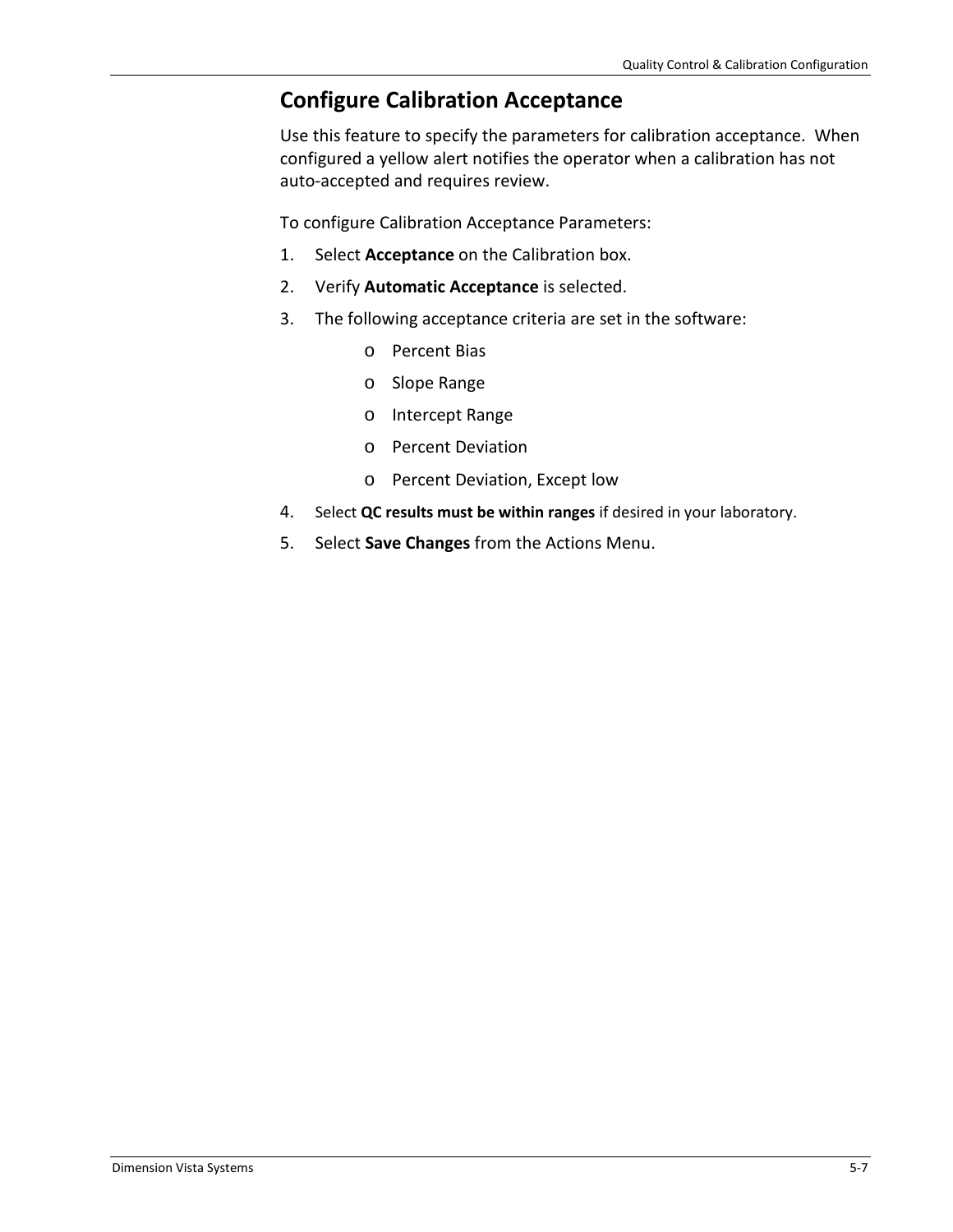## Configure Calibration Acceptance

Use this feature to specify the parameters for calibration acceptance. When configured a yellow alert notifies the operator when a calibration has not auto-accepted and requires review.

To configure Calibration Acceptance Parameters:

1. Select **Acceptance** on the Calibration box.
2. Verify **Automatic Acceptance** is selected.
3. The following acceptance criteria are set in the software:
    - Percent Bias
    - Slope Range
    - Intercept Range
    - Percent Deviation
    - Percent Deviation, Except low
4. Select **QC results must be within ranges** if desired in your laboratory.
5. Select **Save Changes** from the Actions Menu.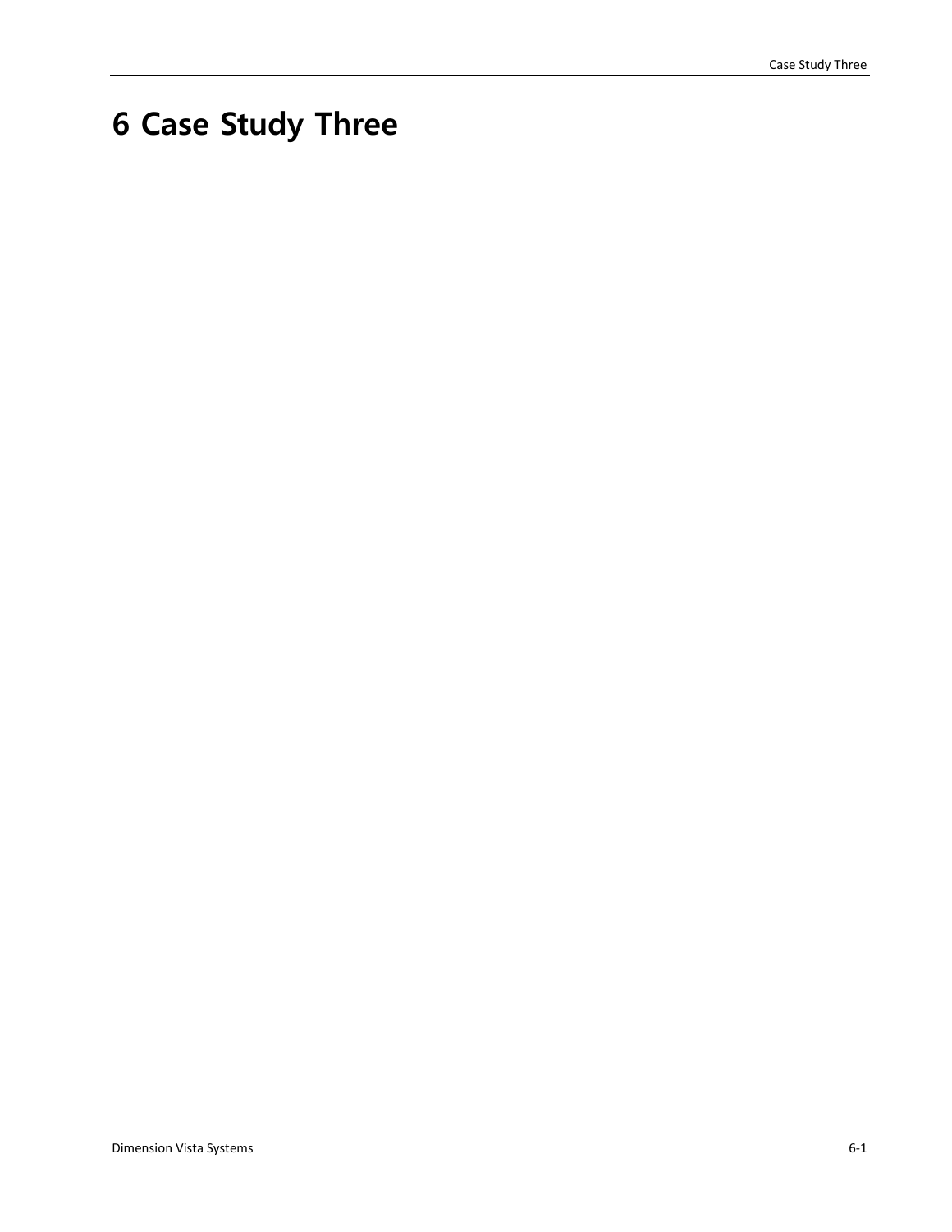# 6 Case Study Three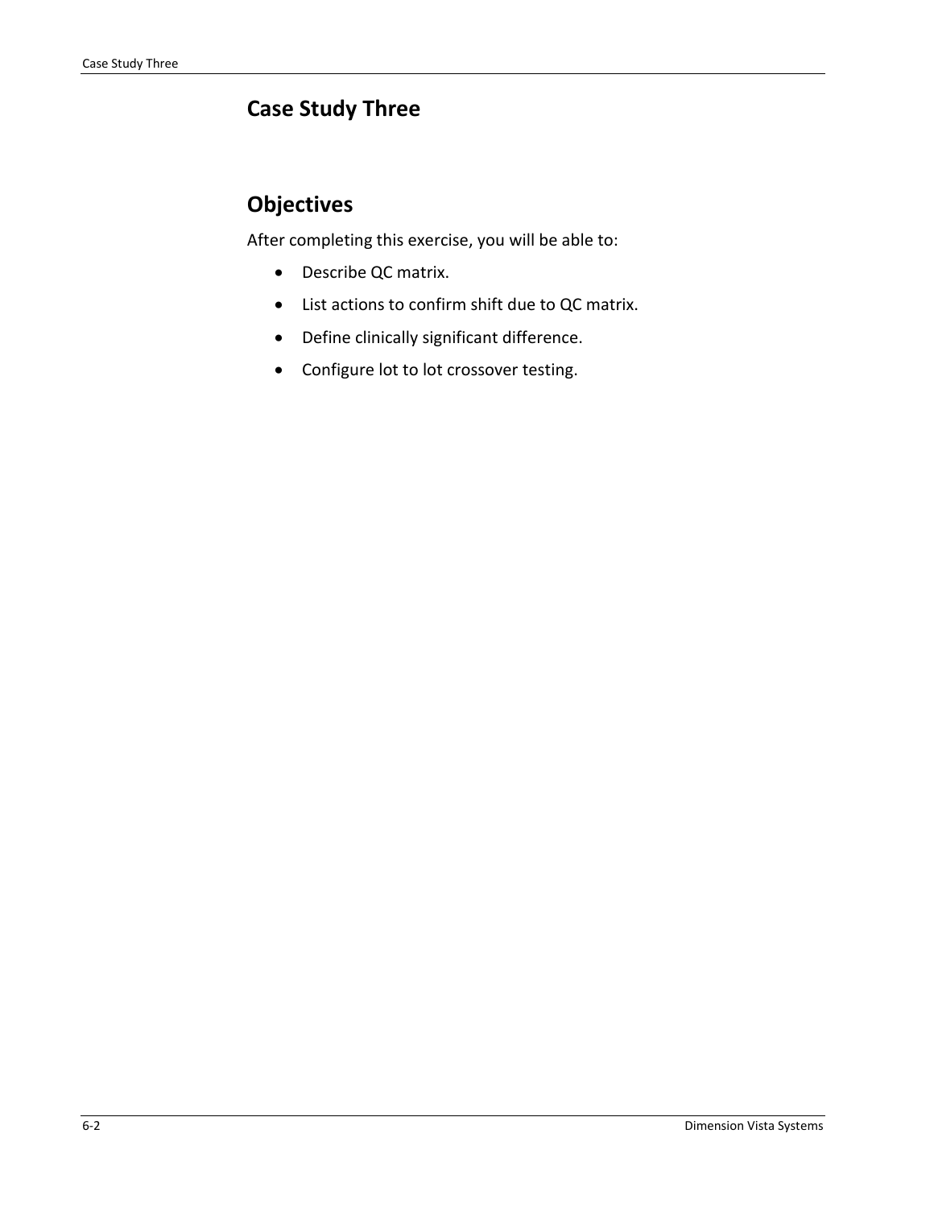# Case Study Three

## Objectives

After completing this exercise, you will be able to:

- Describe QC matrix.
- List actions to confirm shift due to QC matrix.
- Define clinically significant difference.
- Configure lot to lot crossover testing.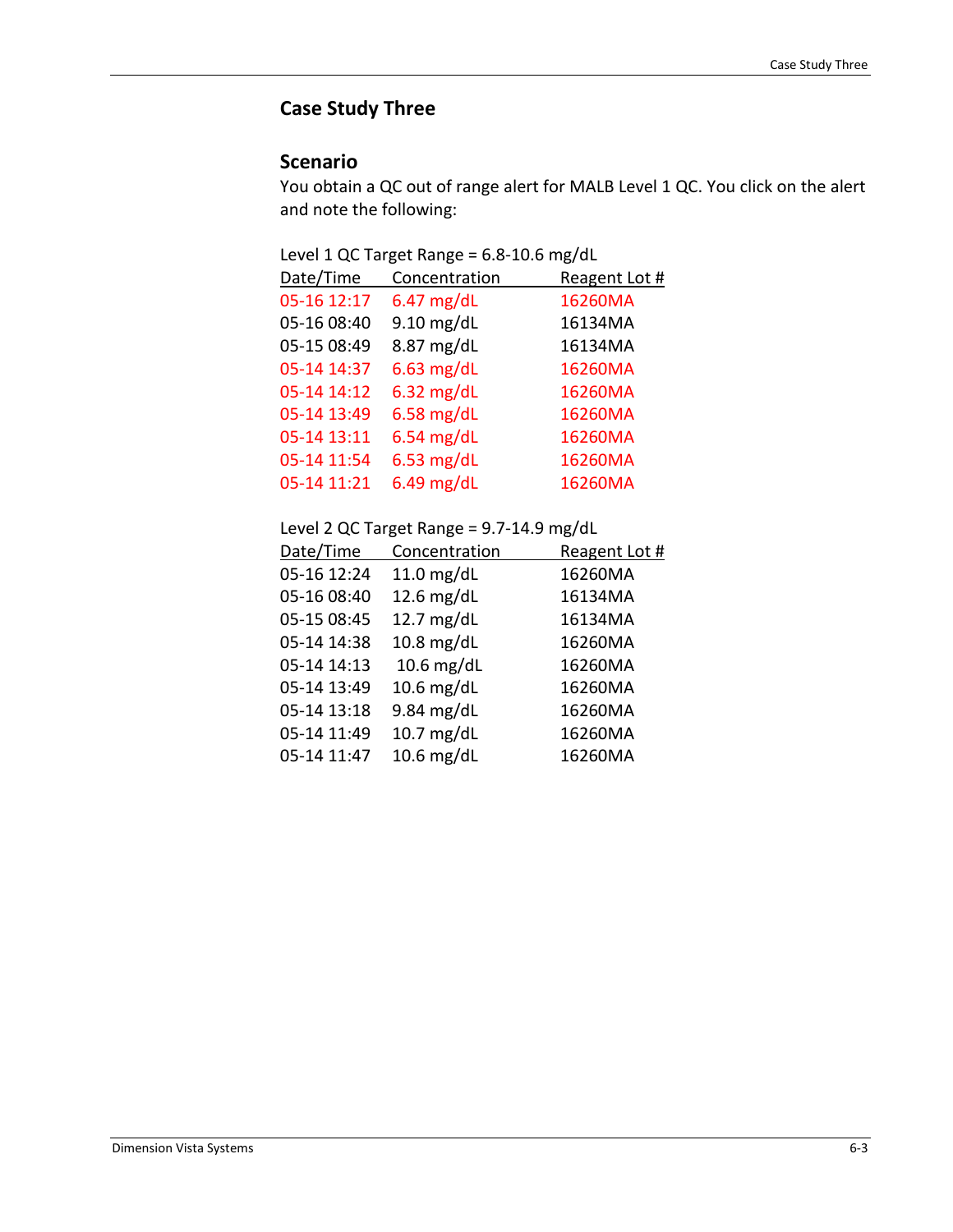## Case Study Three

### Scenario

You obtain a QC out of range alert for MALB Level 1 QC. You click on the alert and note the following:

Level 1 QC Target Range = 6.8-10.6 mg/dL

| Date/Time | Concentration | Reagent Lot # |
|---|---|---|
| 05-16 12:17 | 6.47 mg/dL | 16260MA |
| 05-16 08:40 | 9.10 mg/dL | 16134MA |
| 05-15 08:49 | 8.87 mg/dL | 16134MA |
| 05-14 14:37 | 6.63 mg/dL | 16260MA |
| 05-14 14:12 | 6.32 mg/dL | 16260MA |
| 05-14 13:49 | 6.58 mg/dL | 16260MA |
| 05-14 13:11 | 6.54 mg/dL | 16260MA |
| 05-14 11:54 | 6.53 mg/dL | 16260MA |
| 05-14 11:21 | 6.49 mg/dL | 16260MA |

Level 2 QC Target Range = 9.7-14.9 mg/dL

| Date/Time | Concentration | Reagent Lot # |
|---|---|---|
| 05-16 12:24 | 11.0 mg/dL | 16260MA |
| 05-16 08:40 | 12.6 mg/dL | 16134MA |
| 05-15 08:45 | 12.7 mg/dL | 16134MA |
| 05-14 14:38 | 10.8 mg/dL | 16260MA |
| 05-14 14:13 | 10.6 mg/dL | 16260MA |
| 05-14 13:49 | 10.6 mg/dL | 16260MA |
| 05-14 13:18 | 9.84 mg/dL | 16260MA |
| 05-14 11:49 | 10.7 mg/dL | 16260MA |
| 05-14 11:47 | 10.6 mg/dL | 16260MA |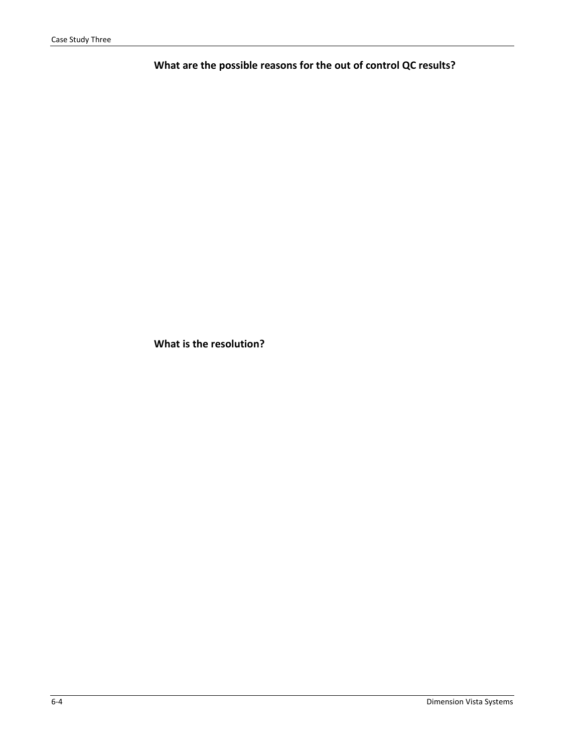**What are the possible reasons for the out of control QC results?**

**What is the resolution?**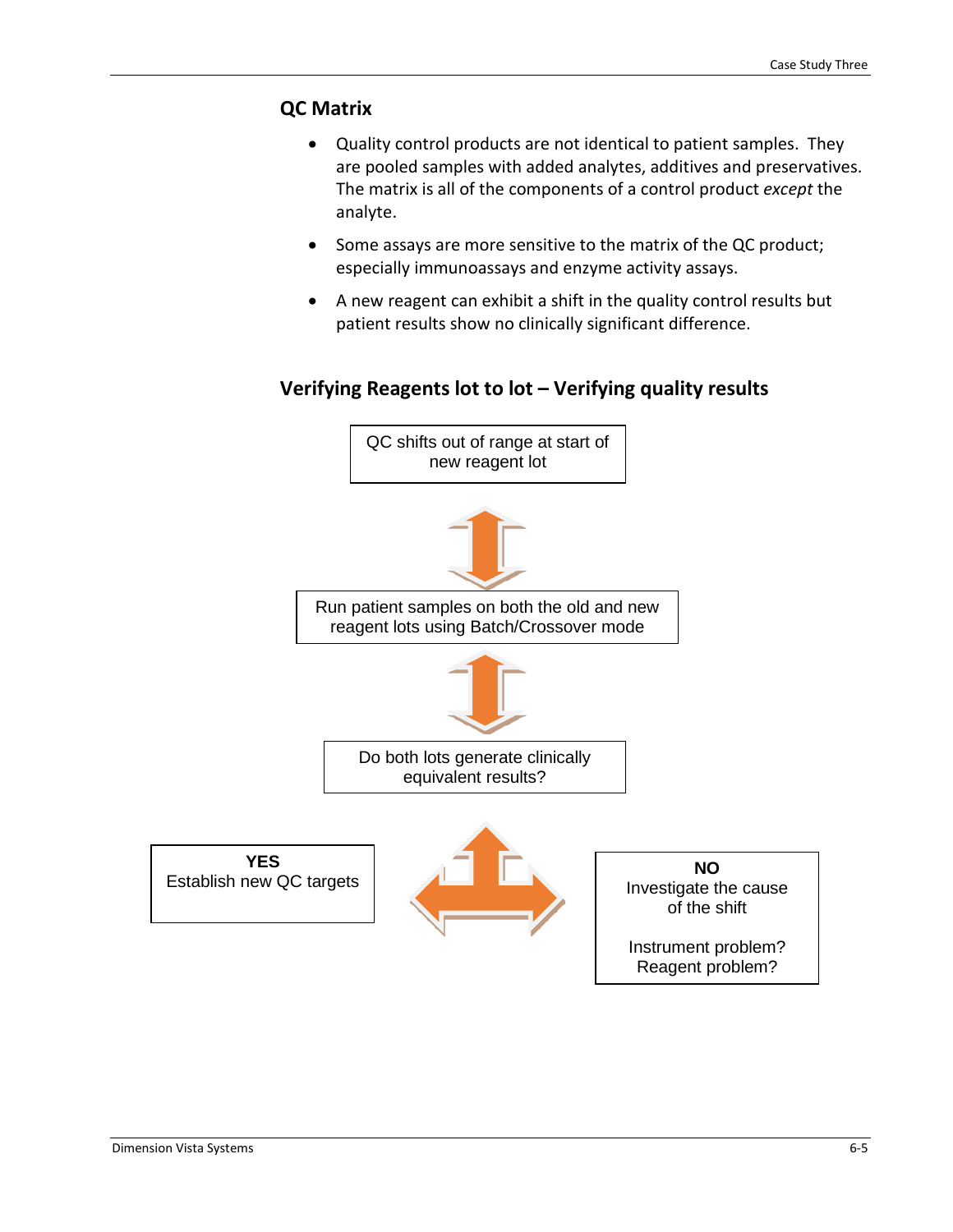## QC Matrix

- Quality control products are not identical to patient samples. They are pooled samples with added analytes, additives and preservatives. The matrix is all of the components of a control product *except* the analyte.
- Some assays are more sensitive to the matrix of the QC product; especially immunoassays and enzyme activity assays.
- A new reagent can exhibit a shift in the quality control results but patient results show no clinically significant difference.

## Verifying Reagents lot to lot – Verifying quality results

QC shifts out of range at start of new reagent lot

Run patient samples on both the old and new reagent lots using Batch/Crossover mode

Do both lots generate clinically equivalent results?

**YES**
Establish new QC targets

**NO**
Investigate the cause of the shift

Instrument problem?
Reagent problem?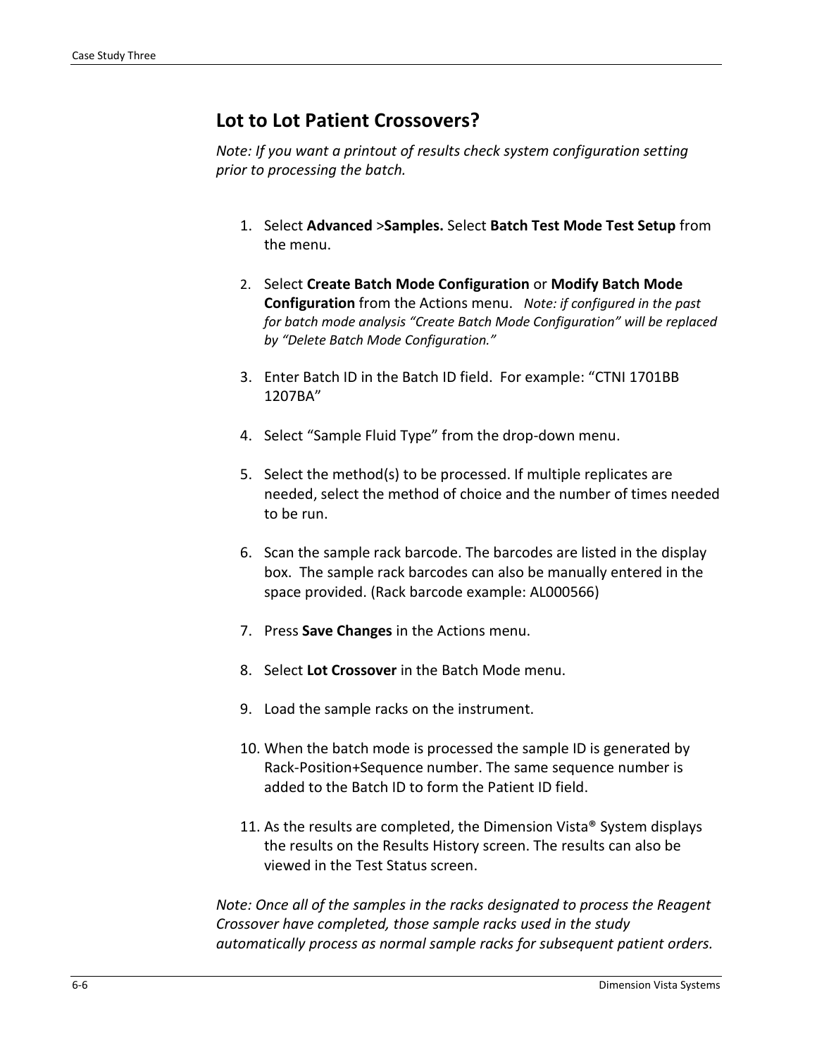## Lot to Lot Patient Crossovers?

*Note: If you want a printout of results check system configuration setting prior to processing the batch.*

1. Select **Advanced** >**Samples.** Select **Batch Test Mode Test Setup** from the menu.
2. Select **Create Batch Mode Configuration** or **Modify Batch Mode Configuration** from the Actions menu. *Note: if configured in the past for batch mode analysis "Create Batch Mode Configuration" will be replaced by "Delete Batch Mode Configuration."*
3. Enter Batch ID in the Batch ID field. For example: "CTNI 1701BB 1207BA"
4. Select "Sample Fluid Type" from the drop-down menu.
5. Select the method(s) to be processed. If multiple replicates are needed, select the method of choice and the number of times needed to be run.
6. Scan the sample rack barcode. The barcodes are listed in the display box. The sample rack barcodes can also be manually entered in the space provided. (Rack barcode example: AL000566)
7. Press **Save Changes** in the Actions menu.
8. Select **Lot Crossover** in the Batch Mode menu.
9. Load the sample racks on the instrument.
10. When the batch mode is processed the sample ID is generated by Rack-Position+Sequence number. The same sequence number is added to the Batch ID to form the Patient ID field.
11. As the results are completed, the Dimension Vista® System displays the results on the Results History screen. The results can also be viewed in the Test Status screen.

*Note: Once all of the samples in the racks designated to process the Reagent Crossover have completed, those sample racks used in the study automatically process as normal sample racks for subsequent patient orders.*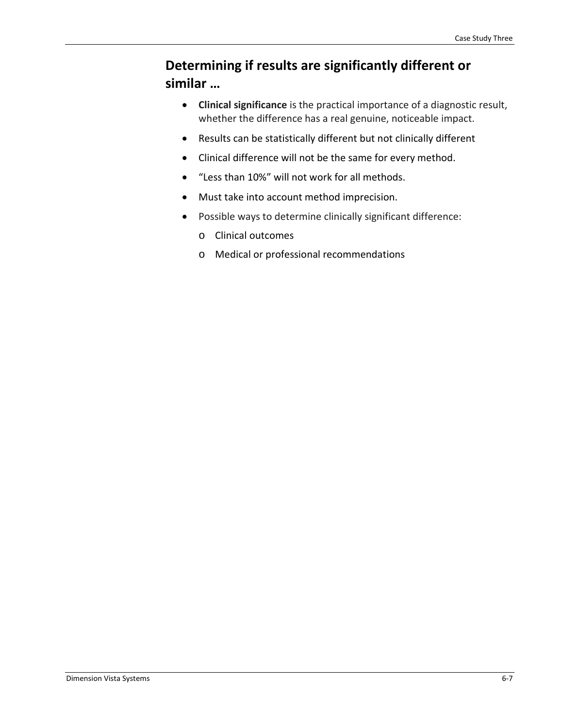## Determining if results are significantly different or similar …

- **Clinical significance** is the practical importance of a diagnostic result, whether the difference has a real genuine, noticeable impact.
- Results can be statistically different but not clinically different
- Clinical difference will not be the same for every method.
- "Less than 10%" will not work for all methods.
- Must take into account method imprecision.
- Possible ways to determine clinically significant difference:
  - Clinical outcomes
  - Medical or professional recommendations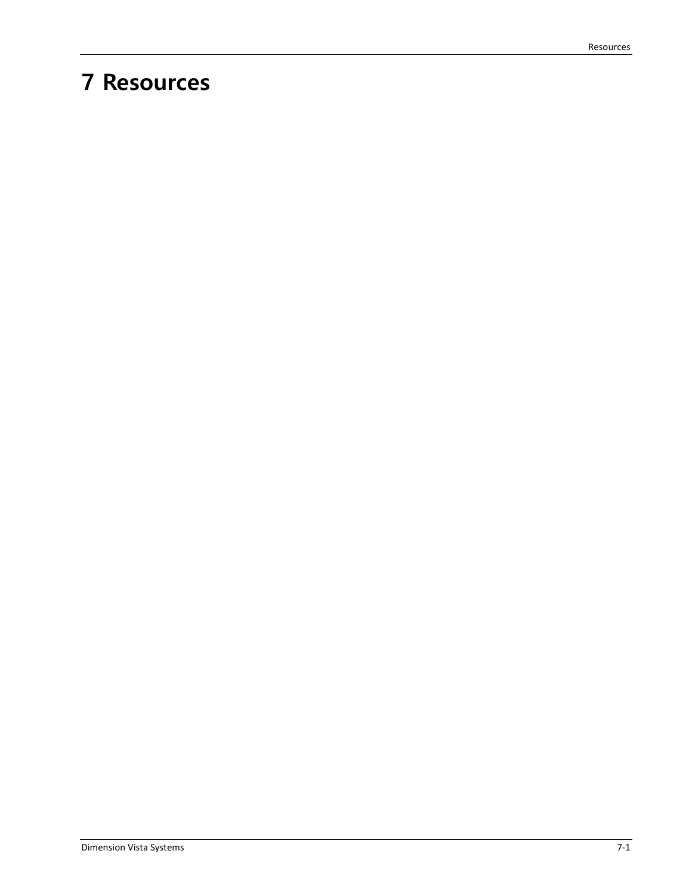# 7 Resources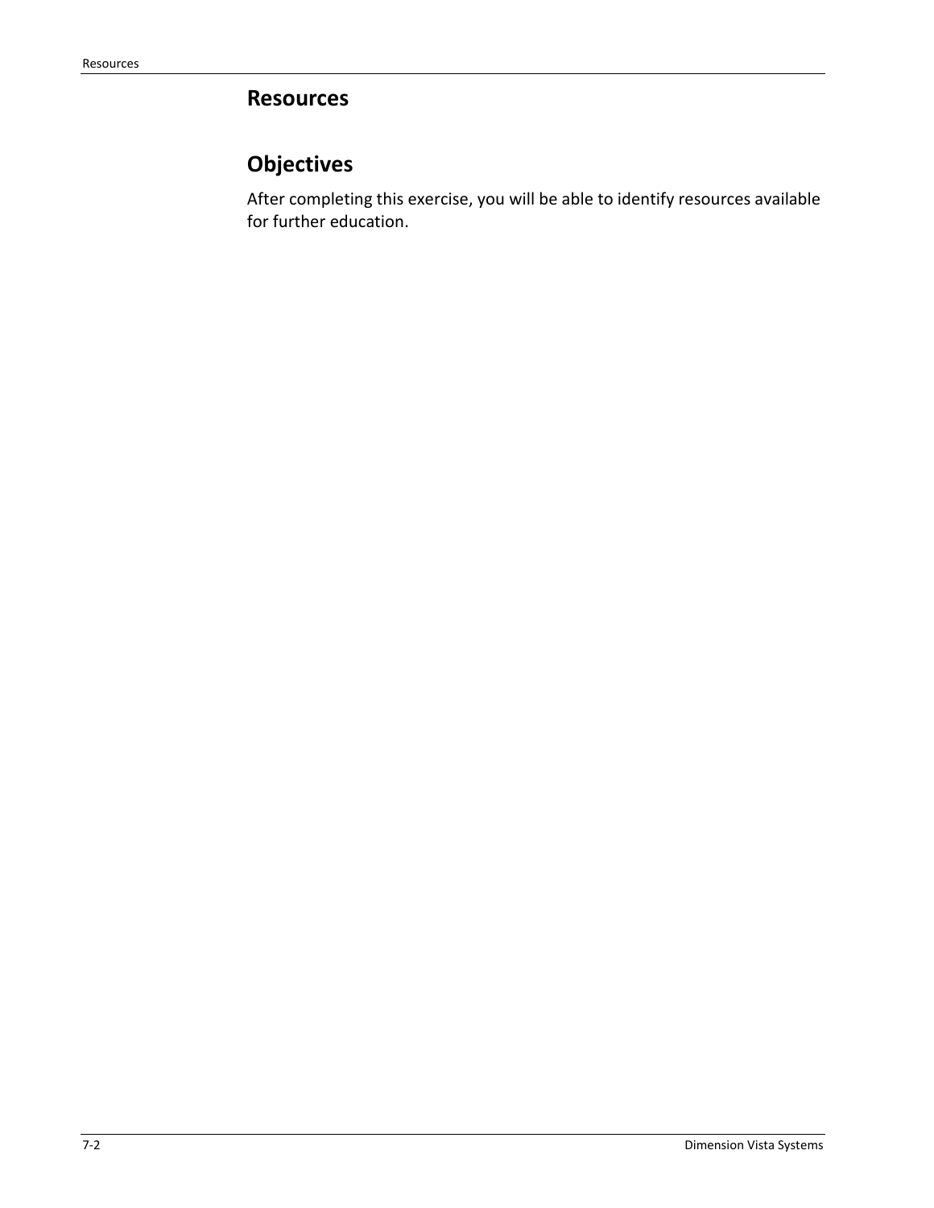# Resources

## Objectives

After completing this exercise, you will be able to identify resources available for further education.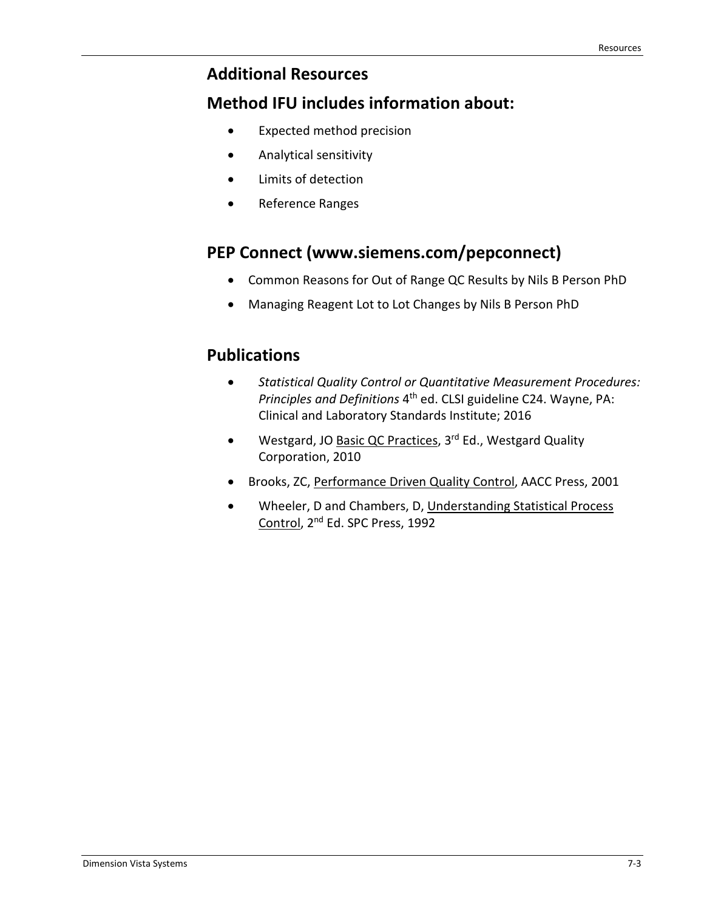## Additional Resources

## Method IFU includes information about:

- Expected method precision
- Analytical sensitivity
- Limits of detection
- Reference Ranges

## PEP Connect (www.siemens.com/pepconnect)

- Common Reasons for Out of Range QC Results by Nils B Person PhD
- Managing Reagent Lot to Lot Changes by Nils B Person PhD

## Publications

- *Statistical Quality Control or Quantitative Measurement Procedures: Principles and Definitions* 4th ed. CLSI guideline C24. Wayne, PA: Clinical and Laboratory Standards Institute; 2016
- Westgard, JO Basic QC Practices, 3rd Ed., Westgard Quality Corporation, 2010
- Brooks, ZC, Performance Driven Quality Control, AACC Press, 2001
- Wheeler, D and Chambers, D, Understanding Statistical Process Control, 2nd Ed. SPC Press, 1992